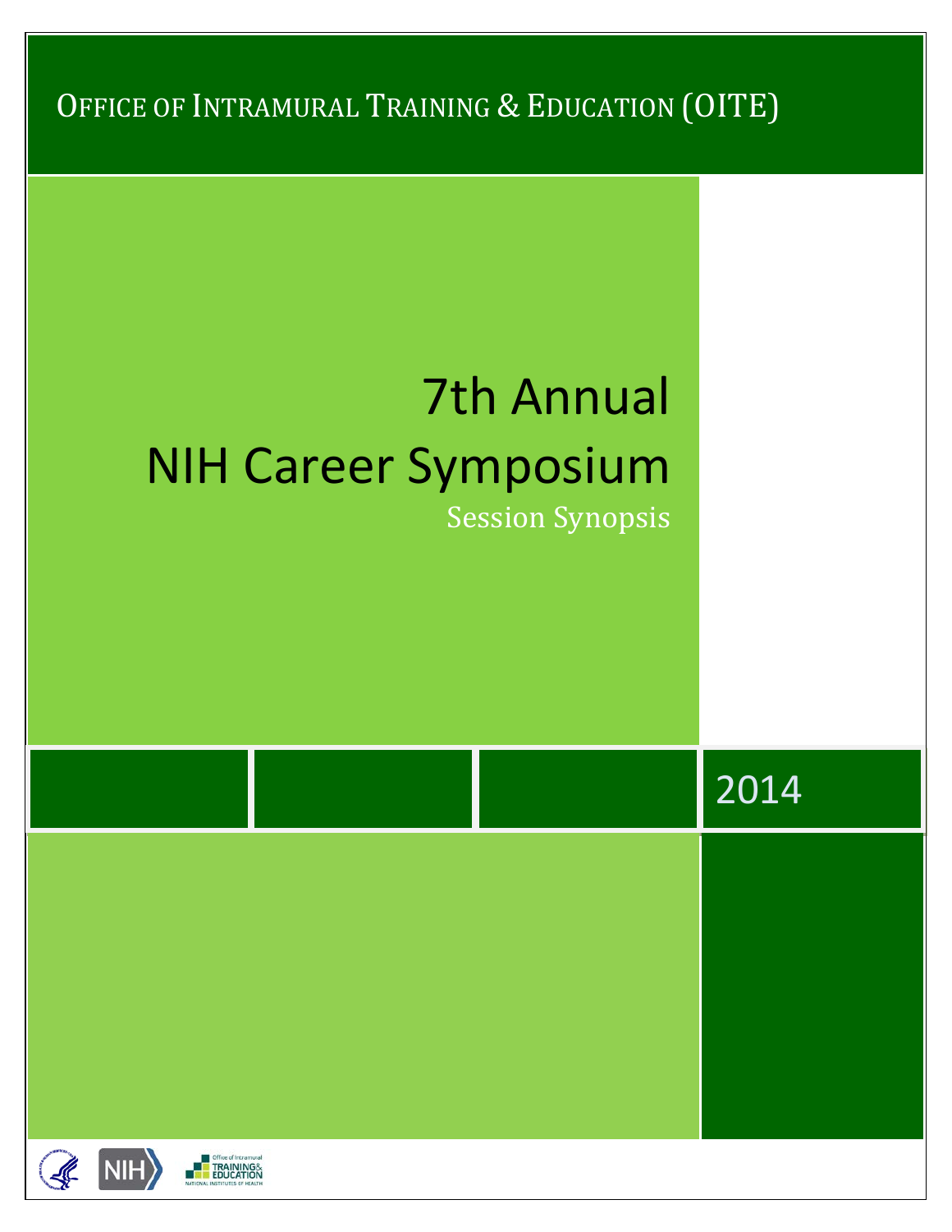OFFICE OF INTRAMURAL TRAINING & EDUCATION (OITE)

# 7th Annual NIH Career Symposium

Session Synopsis

2014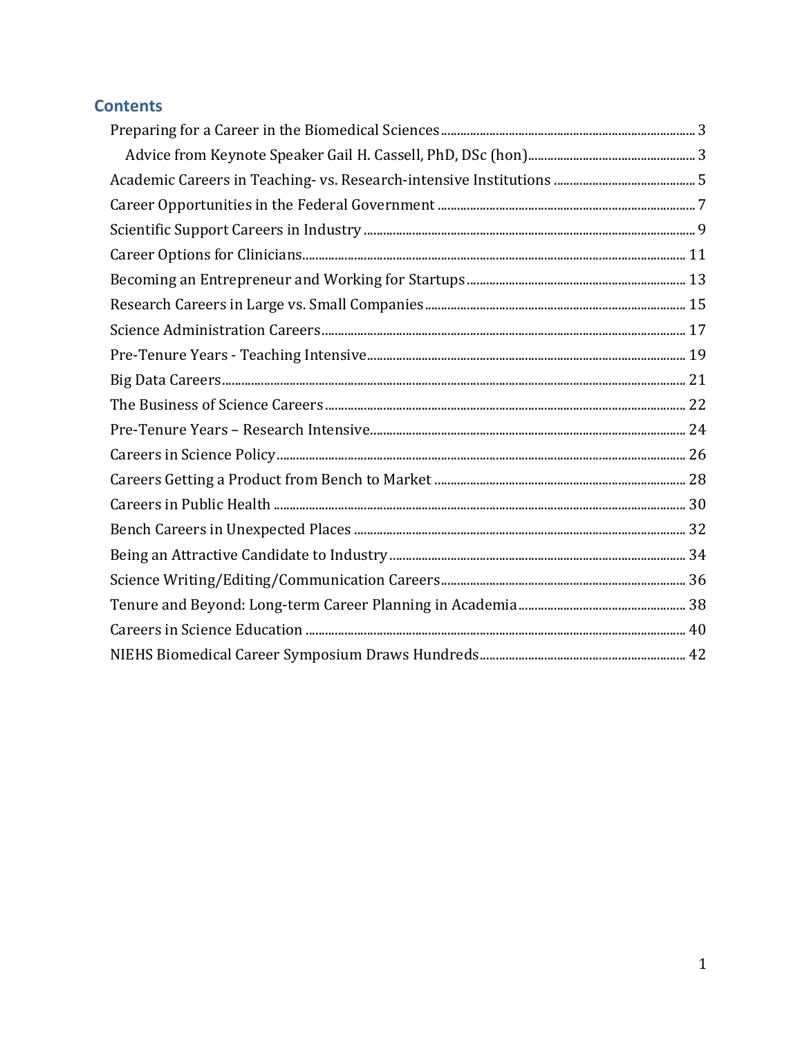## Contents

- Preparing for a Career in the Biomedical Sciences ........ 3
  - Advice from Keynote Speaker Gail H. Cassell, PhD, DSc (hon) ........ 3
- Academic Careers in Teaching- vs. Research-intensive Institutions ........ 5
- Career Opportunities in the Federal Government ........ 7
- Scientific Support Careers in Industry ........ 9
- Career Options for Clinicians ........ 11
- Becoming an Entrepreneur and Working for Startups ........ 13
- Research Careers in Large vs. Small Companies ........ 15
- Science Administration Careers ........ 17
- Pre-Tenure Years - Teaching Intensive ........ 19
- Big Data Careers ........ 21
- The Business of Science Careers ........ 22
- Pre-Tenure Years – Research Intensive ........ 24
- Careers in Science Policy ........ 26
- Careers Getting a Product from Bench to Market ........ 28
- Careers in Public Health ........ 30
- Bench Careers in Unexpected Places ........ 32
- Being an Attractive Candidate to Industry ........ 34
- Science Writing/Editing/Communication Careers ........ 36
- Tenure and Beyond: Long-term Career Planning in Academia ........ 38
- Careers in Science Education ........ 40
- NIEHS Biomedical Career Symposium Draws Hundreds ........ 42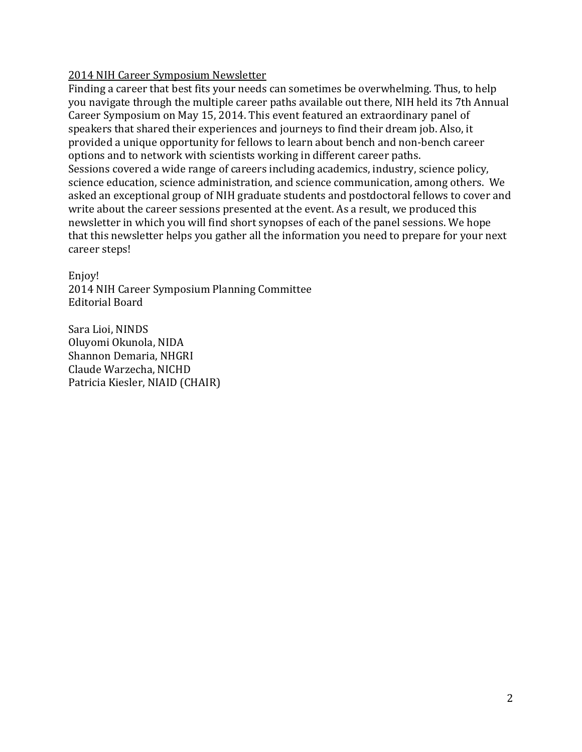<u>2014 NIH Career Symposium Newsletter</u>

Finding a career that best fits your needs can sometimes be overwhelming. Thus, to help you navigate through the multiple career paths available out there, NIH held its 7th Annual Career Symposium on May 15, 2014. This event featured an extraordinary panel of speakers that shared their experiences and journeys to find their dream job. Also, it provided a unique opportunity for fellows to learn about bench and non-bench career options and to network with scientists working in different career paths.

Sessions covered a wide range of careers including academics, industry, science policy, science education, science administration, and science communication, among others. We asked an exceptional group of NIH graduate students and postdoctoral fellows to cover and write about the career sessions presented at the event. As a result, we produced this newsletter in which you will find short synopses of each of the panel sessions. We hope that this newsletter helps you gather all the information you need to prepare for your next career steps!

Enjoy!
2014 NIH Career Symposium Planning Committee
Editorial Board

Sara Lioi, NINDS
Oluyomi Okunola, NIDA
Shannon Demaria, NHGRI
Claude Warzecha, NICHD
Patricia Kiesler, NIAID (CHAIR)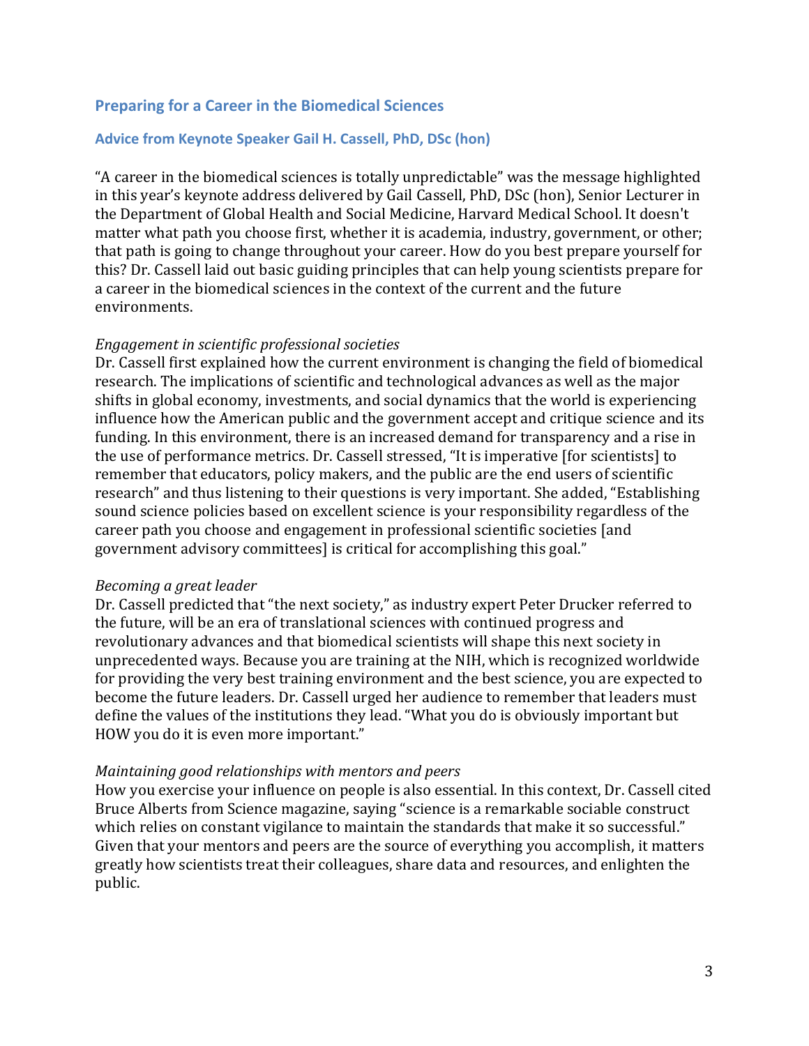## Preparing for a Career in the Biomedical Sciences

### Advice from Keynote Speaker Gail H. Cassell, PhD, DSc (hon)

"A career in the biomedical sciences is totally unpredictable" was the message highlighted in this year's keynote address delivered by Gail Cassell, PhD, DSc (hon), Senior Lecturer in the Department of Global Health and Social Medicine, Harvard Medical School. It doesn't matter what path you choose first, whether it is academia, industry, government, or other; that path is going to change throughout your career. How do you best prepare yourself for this? Dr. Cassell laid out basic guiding principles that can help young scientists prepare for a career in the biomedical sciences in the context of the current and the future environments.

*Engagement in scientific professional societies*
Dr. Cassell first explained how the current environment is changing the field of biomedical research. The implications of scientific and technological advances as well as the major shifts in global economy, investments, and social dynamics that the world is experiencing influence how the American public and the government accept and critique science and its funding. In this environment, there is an increased demand for transparency and a rise in the use of performance metrics. Dr. Cassell stressed, "It is imperative [for scientists] to remember that educators, policy makers, and the public are the end users of scientific research" and thus listening to their questions is very important. She added, "Establishing sound science policies based on excellent science is your responsibility regardless of the career path you choose and engagement in professional scientific societies [and government advisory committees] is critical for accomplishing this goal."

*Becoming a great leader*
Dr. Cassell predicted that "the next society," as industry expert Peter Drucker referred to the future, will be an era of translational sciences with continued progress and revolutionary advances and that biomedical scientists will shape this next society in unprecedented ways. Because you are training at the NIH, which is recognized worldwide for providing the very best training environment and the best science, you are expected to become the future leaders. Dr. Cassell urged her audience to remember that leaders must define the values of the institutions they lead. "What you do is obviously important but HOW you do it is even more important."

*Maintaining good relationships with mentors and peers*
How you exercise your influence on people is also essential. In this context, Dr. Cassell cited Bruce Alberts from Science magazine, saying "science is a remarkable sociable construct which relies on constant vigilance to maintain the standards that make it so successful." Given that your mentors and peers are the source of everything you accomplish, it matters greatly how scientists treat their colleagues, share data and resources, and enlighten the public.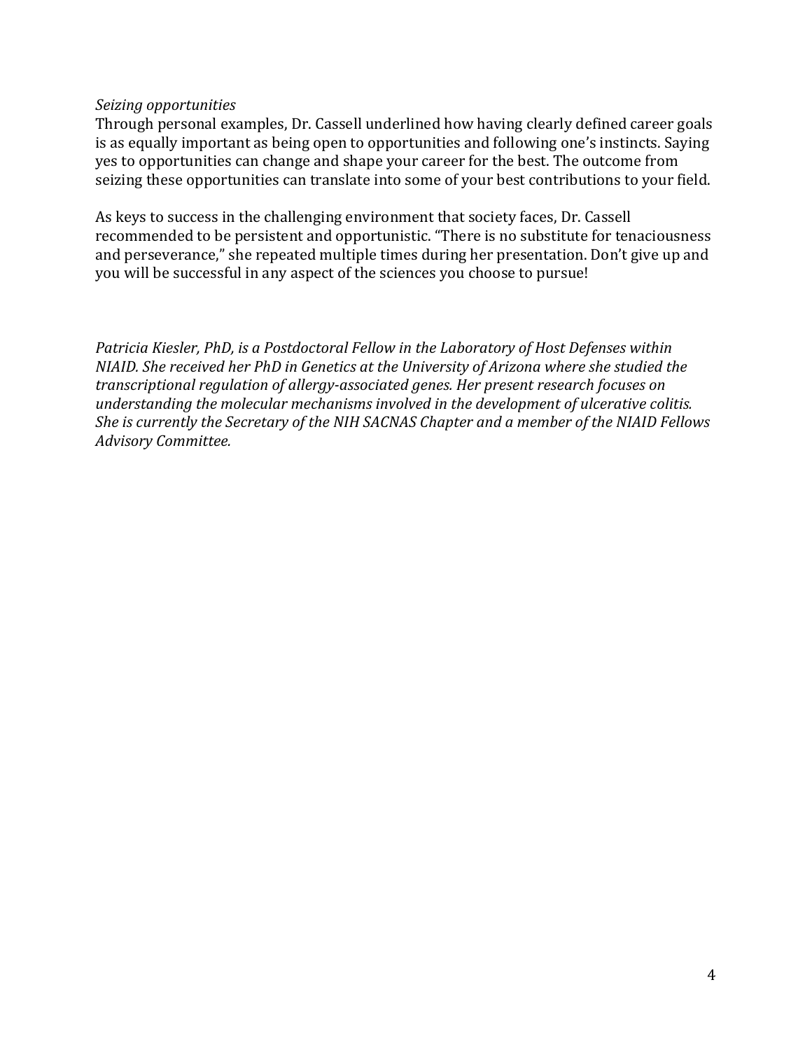*Seizing opportunities*

Through personal examples, Dr. Cassell underlined how having clearly defined career goals is as equally important as being open to opportunities and following one's instincts. Saying yes to opportunities can change and shape your career for the best. The outcome from seizing these opportunities can translate into some of your best contributions to your field.

As keys to success in the challenging environment that society faces, Dr. Cassell recommended to be persistent and opportunistic. "There is no substitute for tenaciousness and perseverance," she repeated multiple times during her presentation. Don't give up and you will be successful in any aspect of the sciences you choose to pursue!

*Patricia Kiesler, PhD, is a Postdoctoral Fellow in the Laboratory of Host Defenses within NIAID. She received her PhD in Genetics at the University of Arizona where she studied the transcriptional regulation of allergy-associated genes. Her present research focuses on understanding the molecular mechanisms involved in the development of ulcerative colitis. She is currently the Secretary of the NIH SACNAS Chapter and a member of the NIAID Fellows Advisory Committee.*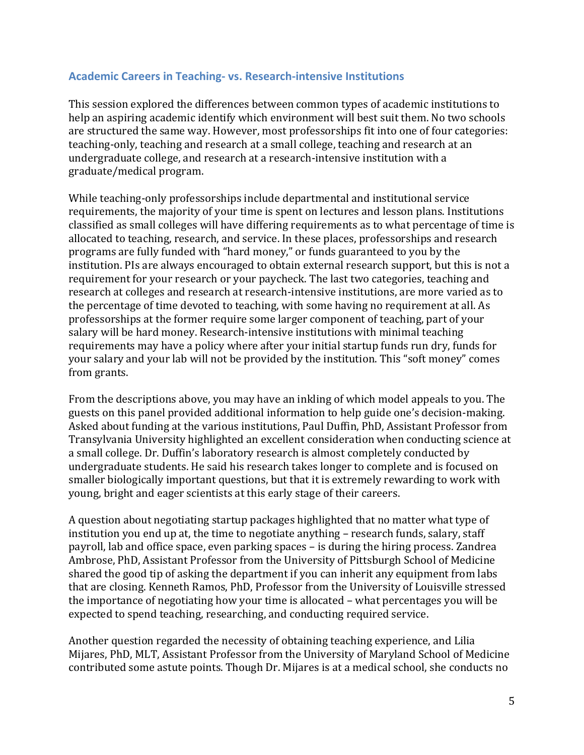## Academic Careers in Teaching- vs. Research-intensive Institutions

This session explored the differences between common types of academic institutions to help an aspiring academic identify which environment will best suit them. No two schools are structured the same way. However, most professorships fit into one of four categories: teaching-only, teaching and research at a small college, teaching and research at an undergraduate college, and research at a research-intensive institution with a graduate/medical program.

While teaching-only professorships include departmental and institutional service requirements, the majority of your time is spent on lectures and lesson plans. Institutions classified as small colleges will have differing requirements as to what percentage of time is allocated to teaching, research, and service. In these places, professorships and research programs are fully funded with "hard money," or funds guaranteed to you by the institution. PIs are always encouraged to obtain external research support, but this is not a requirement for your research or your paycheck. The last two categories, teaching and research at colleges and research at research-intensive institutions, are more varied as to the percentage of time devoted to teaching, with some having no requirement at all. As professorships at the former require some larger component of teaching, part of your salary will be hard money. Research-intensive institutions with minimal teaching requirements may have a policy where after your initial startup funds run dry, funds for your salary and your lab will not be provided by the institution. This "soft money" comes from grants.

From the descriptions above, you may have an inkling of which model appeals to you. The guests on this panel provided additional information to help guide one's decision-making. Asked about funding at the various institutions, Paul Duffin, PhD, Assistant Professor from Transylvania University highlighted an excellent consideration when conducting science at a small college. Dr. Duffin's laboratory research is almost completely conducted by undergraduate students. He said his research takes longer to complete and is focused on smaller biologically important questions, but that it is extremely rewarding to work with young, bright and eager scientists at this early stage of their careers.

A question about negotiating startup packages highlighted that no matter what type of institution you end up at, the time to negotiate anything – research funds, salary, staff payroll, lab and office space, even parking spaces – is during the hiring process. Zandrea Ambrose, PhD, Assistant Professor from the University of Pittsburgh School of Medicine shared the good tip of asking the department if you can inherit any equipment from labs that are closing. Kenneth Ramos, PhD, Professor from the University of Louisville stressed the importance of negotiating how your time is allocated – what percentages you will be expected to spend teaching, researching, and conducting required service.

Another question regarded the necessity of obtaining teaching experience, and Lilia Mijares, PhD, MLT, Assistant Professor from the University of Maryland School of Medicine contributed some astute points. Though Dr. Mijares is at a medical school, she conducts no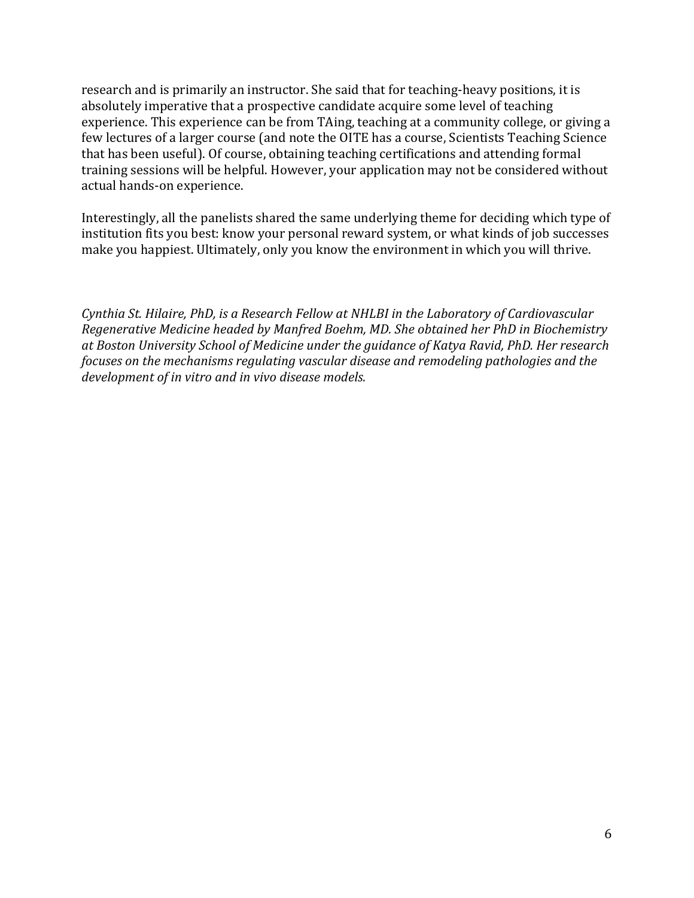research and is primarily an instructor. She said that for teaching-heavy positions, it is absolutely imperative that a prospective candidate acquire some level of teaching experience. This experience can be from TAing, teaching at a community college, or giving a few lectures of a larger course (and note the OITE has a course, Scientists Teaching Science that has been useful). Of course, obtaining teaching certifications and attending formal training sessions will be helpful. However, your application may not be considered without actual hands-on experience.

Interestingly, all the panelists shared the same underlying theme for deciding which type of institution fits you best: know your personal reward system, or what kinds of job successes make you happiest. Ultimately, only you know the environment in which you will thrive.

*Cynthia St. Hilaire, PhD, is a Research Fellow at NHLBI in the Laboratory of Cardiovascular Regenerative Medicine headed by Manfred Boehm, MD. She obtained her PhD in Biochemistry at Boston University School of Medicine under the guidance of Katya Ravid, PhD. Her research focuses on the mechanisms regulating vascular disease and remodeling pathologies and the development of in vitro and in vivo disease models.*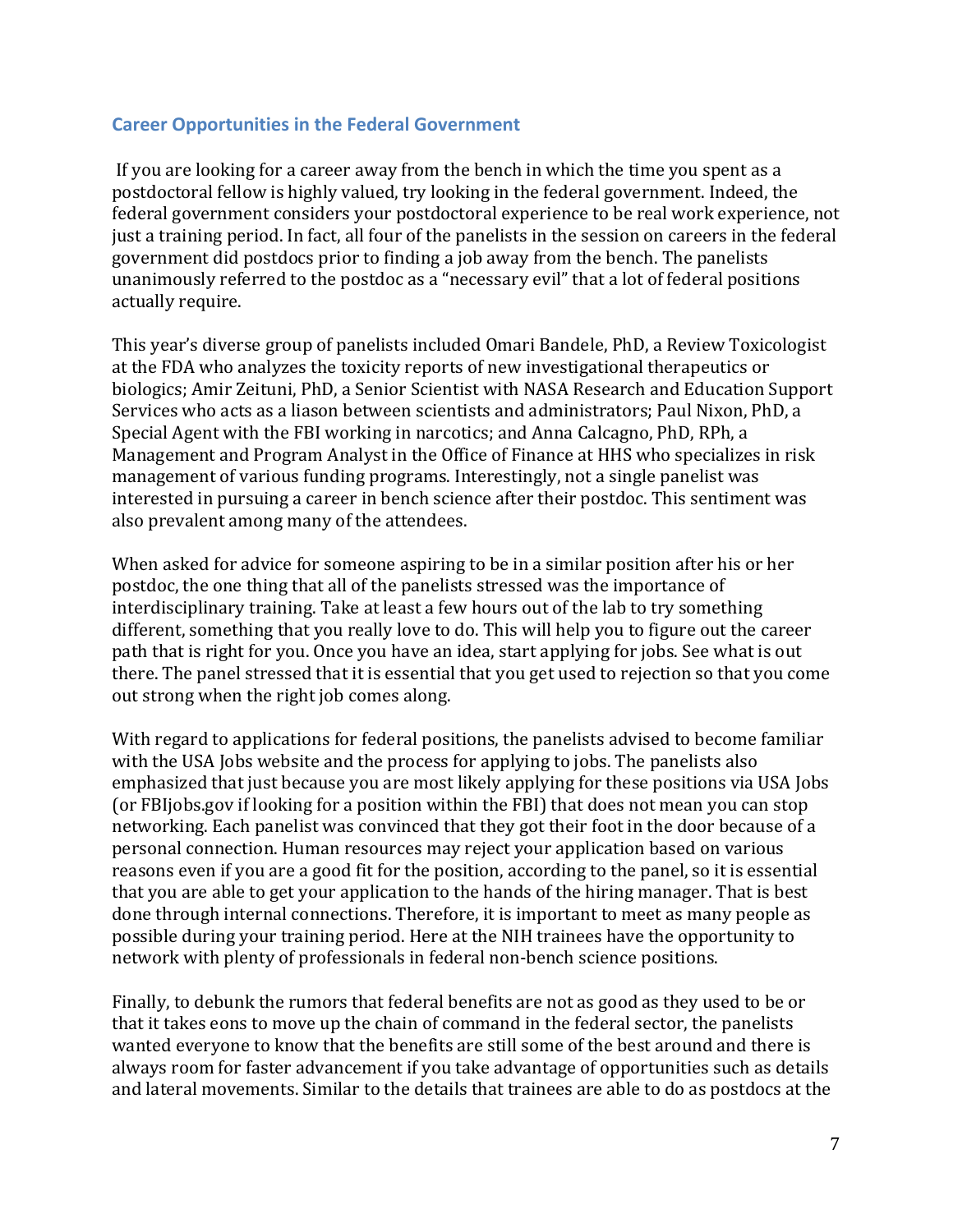### Career Opportunities in the Federal Government

If you are looking for a career away from the bench in which the time you spent as a postdoctoral fellow is highly valued, try looking in the federal government. Indeed, the federal government considers your postdoctoral experience to be real work experience, not just a training period. In fact, all four of the panelists in the session on careers in the federal government did postdocs prior to finding a job away from the bench. The panelists unanimously referred to the postdoc as a "necessary evil" that a lot of federal positions actually require.

This year's diverse group of panelists included Omari Bandele, PhD, a Review Toxicologist at the FDA who analyzes the toxicity reports of new investigational therapeutics or biologics; Amir Zeituni, PhD, a Senior Scientist with NASA Research and Education Support Services who acts as a liason between scientists and administrators; Paul Nixon, PhD, a Special Agent with the FBI working in narcotics; and Anna Calcagno, PhD, RPh, a Management and Program Analyst in the Office of Finance at HHS who specializes in risk management of various funding programs. Interestingly, not a single panelist was interested in pursuing a career in bench science after their postdoc. This sentiment was also prevalent among many of the attendees.

When asked for advice for someone aspiring to be in a similar position after his or her postdoc, the one thing that all of the panelists stressed was the importance of interdisciplinary training. Take at least a few hours out of the lab to try something different, something that you really love to do. This will help you to figure out the career path that is right for you. Once you have an idea, start applying for jobs. See what is out there. The panel stressed that it is essential that you get used to rejection so that you come out strong when the right job comes along.

With regard to applications for federal positions, the panelists advised to become familiar with the USA Jobs website and the process for applying to jobs. The panelists also emphasized that just because you are most likely applying for these positions via USA Jobs (or FBIjobs.gov if looking for a position within the FBI) that does not mean you can stop networking. Each panelist was convinced that they got their foot in the door because of a personal connection. Human resources may reject your application based on various reasons even if you are a good fit for the position, according to the panel, so it is essential that you are able to get your application to the hands of the hiring manager. That is best done through internal connections. Therefore, it is important to meet as many people as possible during your training period. Here at the NIH trainees have the opportunity to network with plenty of professionals in federal non-bench science positions.

Finally, to debunk the rumors that federal benefits are not as good as they used to be or that it takes eons to move up the chain of command in the federal sector, the panelists wanted everyone to know that the benefits are still some of the best around and there is always room for faster advancement if you take advantage of opportunities such as details and lateral movements. Similar to the details that trainees are able to do as postdocs at the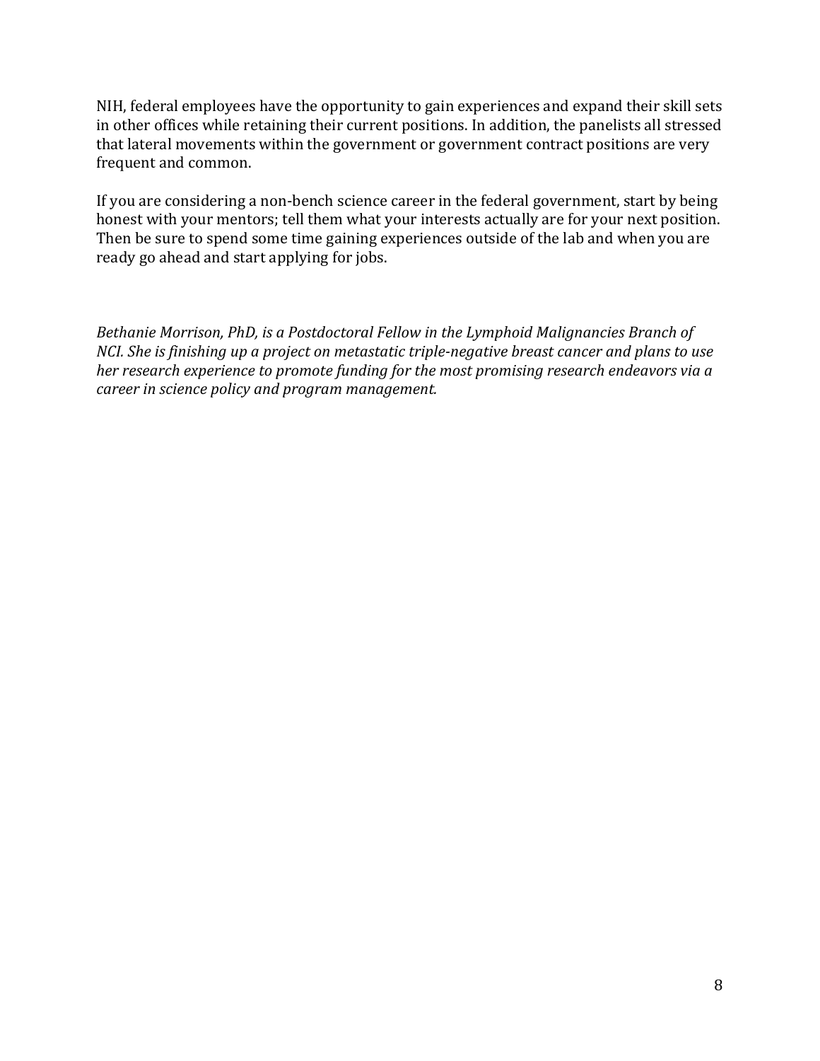NIH, federal employees have the opportunity to gain experiences and expand their skill sets in other offices while retaining their current positions. In addition, the panelists all stressed that lateral movements within the government or government contract positions are very frequent and common.

If you are considering a non-bench science career in the federal government, start by being honest with your mentors; tell them what your interests actually are for your next position. Then be sure to spend some time gaining experiences outside of the lab and when you are ready go ahead and start applying for jobs.

*Bethanie Morrison, PhD, is a Postdoctoral Fellow in the Lymphoid Malignancies Branch of NCI. She is finishing up a project on metastatic triple-negative breast cancer and plans to use her research experience to promote funding for the most promising research endeavors via a career in science policy and program management.*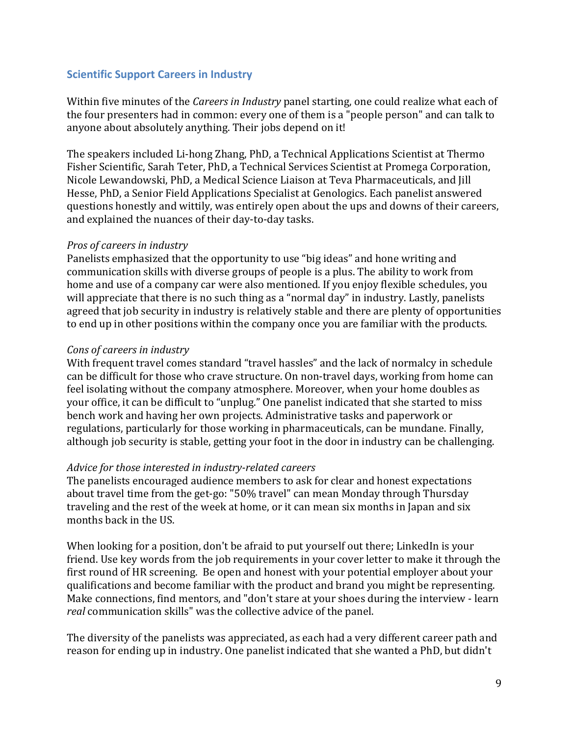## Scientific Support Careers in Industry

Within five minutes of the *Careers in Industry* panel starting, one could realize what each of the four presenters had in common: every one of them is a "people person" and can talk to anyone about absolutely anything. Their jobs depend on it!

The speakers included Li-hong Zhang, PhD, a Technical Applications Scientist at Thermo Fisher Scientific, Sarah Teter, PhD, a Technical Services Scientist at Promega Corporation, Nicole Lewandowski, PhD, a Medical Science Liaison at Teva Pharmaceuticals, and Jill Hesse, PhD, a Senior Field Applications Specialist at Genologics. Each panelist answered questions honestly and wittily, was entirely open about the ups and downs of their careers, and explained the nuances of their day-to-day tasks.

*Pros of careers in industry*

Panelists emphasized that the opportunity to use "big ideas" and hone writing and communication skills with diverse groups of people is a plus. The ability to work from home and use of a company car were also mentioned. If you enjoy flexible schedules, you will appreciate that there is no such thing as a "normal day" in industry. Lastly, panelists agreed that job security in industry is relatively stable and there are plenty of opportunities to end up in other positions within the company once you are familiar with the products.

*Cons of careers in industry*

With frequent travel comes standard "travel hassles" and the lack of normalcy in schedule can be difficult for those who crave structure. On non-travel days, working from home can feel isolating without the company atmosphere. Moreover, when your home doubles as your office, it can be difficult to "unplug." One panelist indicated that she started to miss bench work and having her own projects. Administrative tasks and paperwork or regulations, particularly for those working in pharmaceuticals, can be mundane. Finally, although job security is stable, getting your foot in the door in industry can be challenging.

*Advice for those interested in industry-related careers*

The panelists encouraged audience members to ask for clear and honest expectations about travel time from the get-go: "50% travel" can mean Monday through Thursday traveling and the rest of the week at home, or it can mean six months in Japan and six months back in the US.

When looking for a position, don't be afraid to put yourself out there; LinkedIn is your friend. Use key words from the job requirements in your cover letter to make it through the first round of HR screening. Be open and honest with your potential employer about your qualifications and become familiar with the product and brand you might be representing. Make connections, find mentors, and "don't stare at your shoes during the interview - learn *real* communication skills" was the collective advice of the panel.

The diversity of the panelists was appreciated, as each had a very different career path and reason for ending up in industry. One panelist indicated that she wanted a PhD, but didn't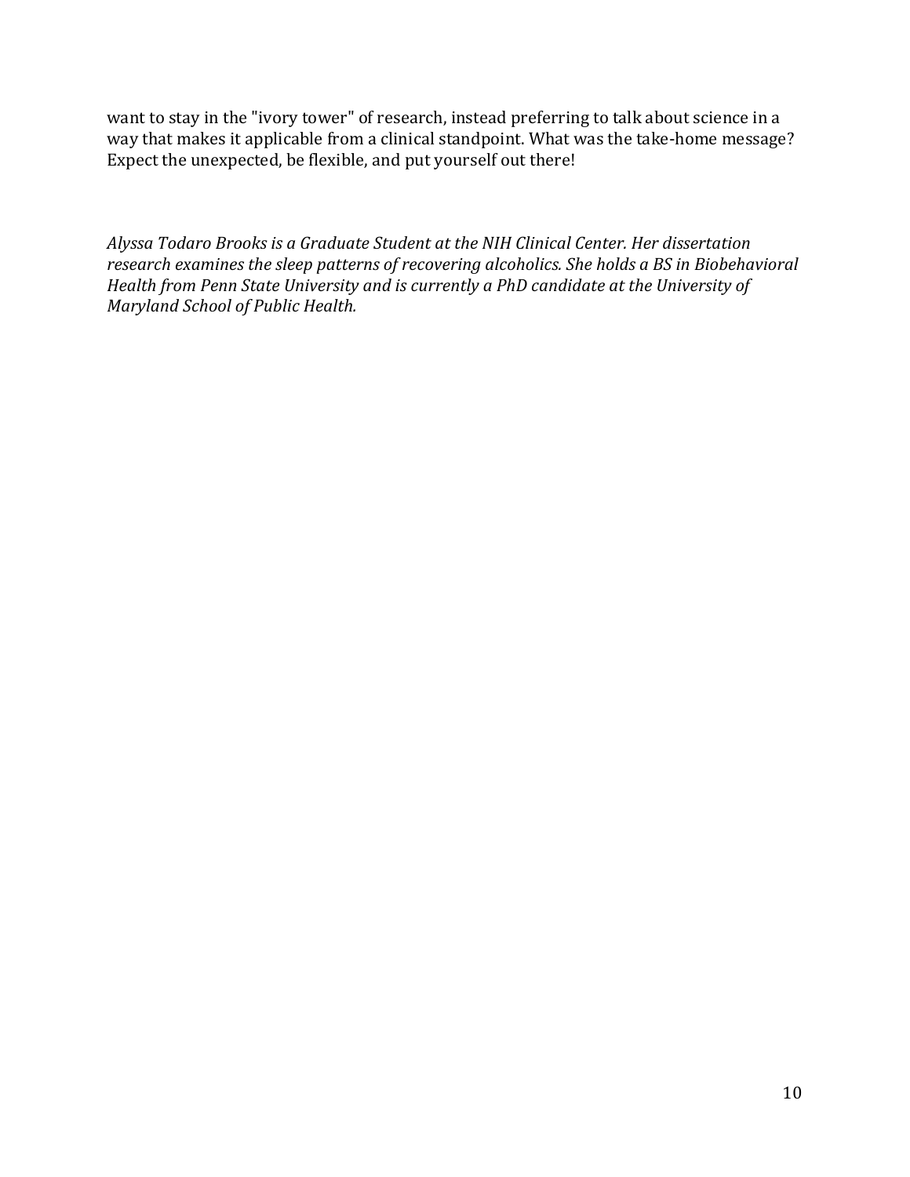want to stay in the "ivory tower" of research, instead preferring to talk about science in a way that makes it applicable from a clinical standpoint. What was the take-home message? Expect the unexpected, be flexible, and put yourself out there!

*Alyssa Todaro Brooks is a Graduate Student at the NIH Clinical Center. Her dissertation research examines the sleep patterns of recovering alcoholics. She holds a BS in Biobehavioral Health from Penn State University and is currently a PhD candidate at the University of Maryland School of Public Health.*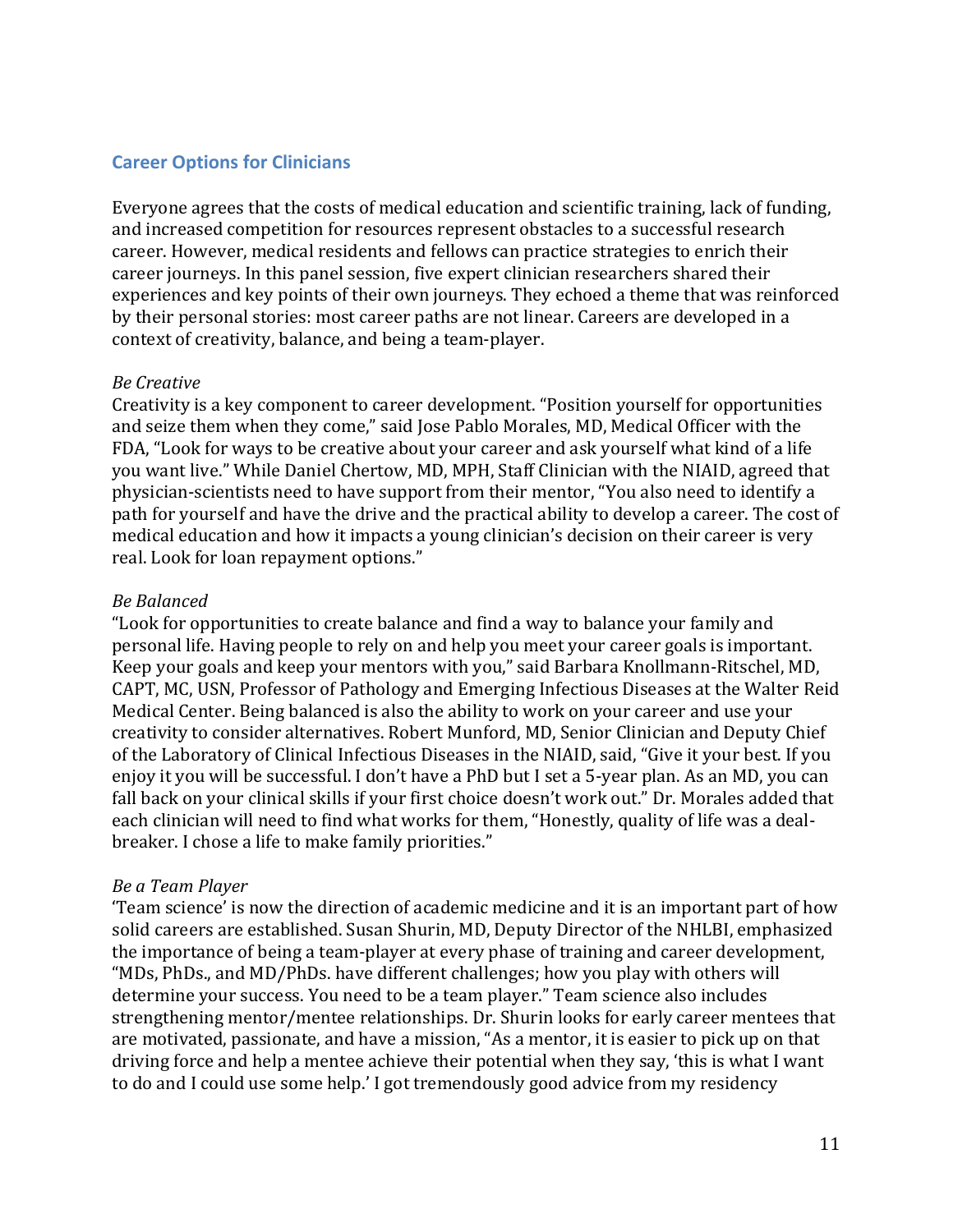## Career Options for Clinicians

Everyone agrees that the costs of medical education and scientific training, lack of funding, and increased competition for resources represent obstacles to a successful research career. However, medical residents and fellows can practice strategies to enrich their career journeys. In this panel session, five expert clinician researchers shared their experiences and key points of their own journeys. They echoed a theme that was reinforced by their personal stories: most career paths are not linear. Careers are developed in a context of creativity, balance, and being a team-player.

*Be Creative*
Creativity is a key component to career development. "Position yourself for opportunities and seize them when they come," said Jose Pablo Morales, MD, Medical Officer with the FDA, "Look for ways to be creative about your career and ask yourself what kind of a life you want live." While Daniel Chertow, MD, MPH, Staff Clinician with the NIAID, agreed that physician-scientists need to have support from their mentor, "You also need to identify a path for yourself and have the drive and the practical ability to develop a career. The cost of medical education and how it impacts a young clinician's decision on their career is very real. Look for loan repayment options."

*Be Balanced*
"Look for opportunities to create balance and find a way to balance your family and personal life. Having people to rely on and help you meet your career goals is important. Keep your goals and keep your mentors with you," said Barbara Knollmann-Ritschel, MD, CAPT, MC, USN, Professor of Pathology and Emerging Infectious Diseases at the Walter Reid Medical Center. Being balanced is also the ability to work on your career and use your creativity to consider alternatives. Robert Munford, MD, Senior Clinician and Deputy Chief of the Laboratory of Clinical Infectious Diseases in the NIAID, said, "Give it your best. If you enjoy it you will be successful. I don't have a PhD but I set a 5-year plan. As an MD, you can fall back on your clinical skills if your first choice doesn't work out." Dr. Morales added that each clinician will need to find what works for them, "Honestly, quality of life was a deal-breaker. I chose a life to make family priorities."

*Be a Team Player*
'Team science' is now the direction of academic medicine and it is an important part of how solid careers are established. Susan Shurin, MD, Deputy Director of the NHLBI, emphasized the importance of being a team-player at every phase of training and career development, "MDs, PhDs., and MD/PhDs. have different challenges; how you play with others will determine your success. You need to be a team player." Team science also includes strengthening mentor/mentee relationships. Dr. Shurin looks for early career mentees that are motivated, passionate, and have a mission, "As a mentor, it is easier to pick up on that driving force and help a mentee achieve their potential when they say, 'this is what I want to do and I could use some help.' I got tremendously good advice from my residency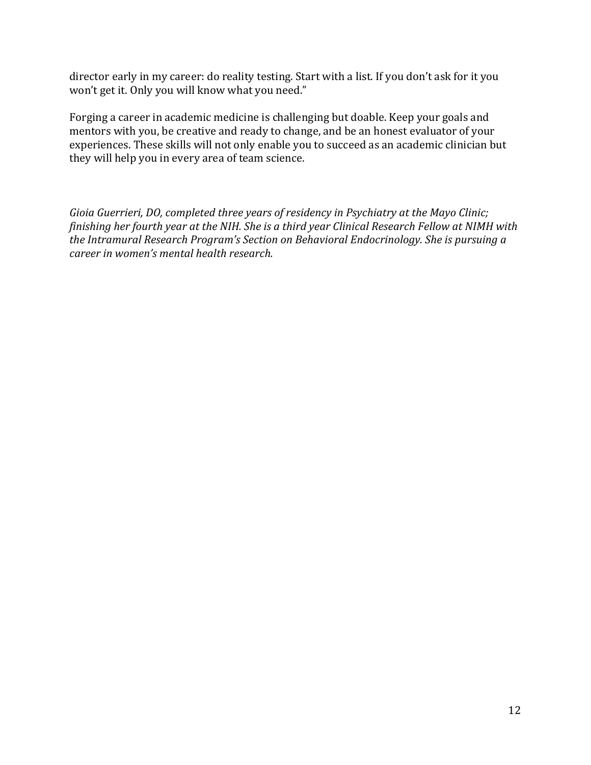director early in my career: do reality testing. Start with a list. If you don't ask for it you won't get it. Only you will know what you need."

Forging a career in academic medicine is challenging but doable. Keep your goals and mentors with you, be creative and ready to change, and be an honest evaluator of your experiences. These skills will not only enable you to succeed as an academic clinician but they will help you in every area of team science.

*Gioia Guerrieri, DO, completed three years of residency in Psychiatry at the Mayo Clinic; finishing her fourth year at the NIH. She is a third year Clinical Research Fellow at NIMH with the Intramural Research Program's Section on Behavioral Endocrinology. She is pursuing a career in women's mental health research.*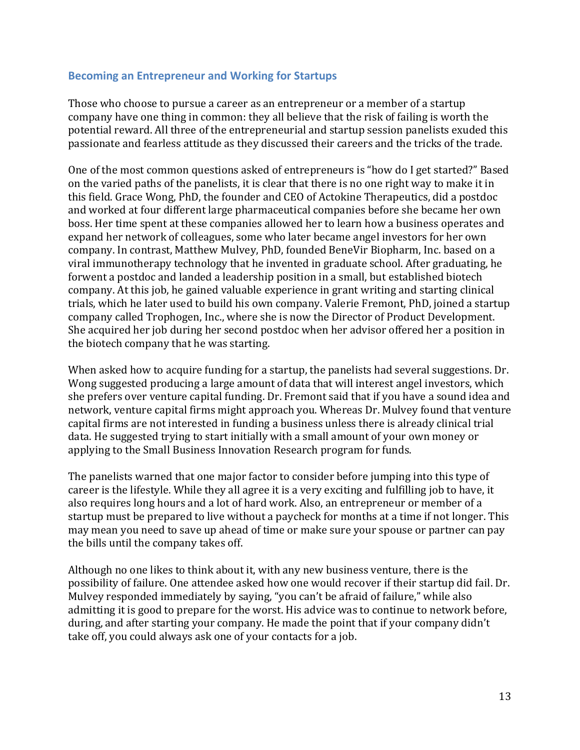## Becoming an Entrepreneur and Working for Startups

Those who choose to pursue a career as an entrepreneur or a member of a startup company have one thing in common: they all believe that the risk of failing is worth the potential reward. All three of the entrepreneurial and startup session panelists exuded this passionate and fearless attitude as they discussed their careers and the tricks of the trade.

One of the most common questions asked of entrepreneurs is "how do I get started?" Based on the varied paths of the panelists, it is clear that there is no one right way to make it in this field. Grace Wong, PhD, the founder and CEO of Actokine Therapeutics, did a postdoc and worked at four different large pharmaceutical companies before she became her own boss. Her time spent at these companies allowed her to learn how a business operates and expand her network of colleagues, some who later became angel investors for her own company. In contrast, Matthew Mulvey, PhD, founded BeneVir Biopharm, Inc. based on a viral immunotherapy technology that he invented in graduate school. After graduating, he forwent a postdoc and landed a leadership position in a small, but established biotech company. At this job, he gained valuable experience in grant writing and starting clinical trials, which he later used to build his own company. Valerie Fremont, PhD, joined a startup company called Trophogen, Inc., where she is now the Director of Product Development. She acquired her job during her second postdoc when her advisor offered her a position in the biotech company that he was starting.

When asked how to acquire funding for a startup, the panelists had several suggestions. Dr. Wong suggested producing a large amount of data that will interest angel investors, which she prefers over venture capital funding. Dr. Fremont said that if you have a sound idea and network, venture capital firms might approach you. Whereas Dr. Mulvey found that venture capital firms are not interested in funding a business unless there is already clinical trial data. He suggested trying to start initially with a small amount of your own money or applying to the Small Business Innovation Research program for funds.

The panelists warned that one major factor to consider before jumping into this type of career is the lifestyle. While they all agree it is a very exciting and fulfilling job to have, it also requires long hours and a lot of hard work. Also, an entrepreneur or member of a startup must be prepared to live without a paycheck for months at a time if not longer. This may mean you need to save up ahead of time or make sure your spouse or partner can pay the bills until the company takes off.

Although no one likes to think about it, with any new business venture, there is the possibility of failure. One attendee asked how one would recover if their startup did fail. Dr. Mulvey responded immediately by saying, "you can't be afraid of failure," while also admitting it is good to prepare for the worst. His advice was to continue to network before, during, and after starting your company. He made the point that if your company didn't take off, you could always ask one of your contacts for a job.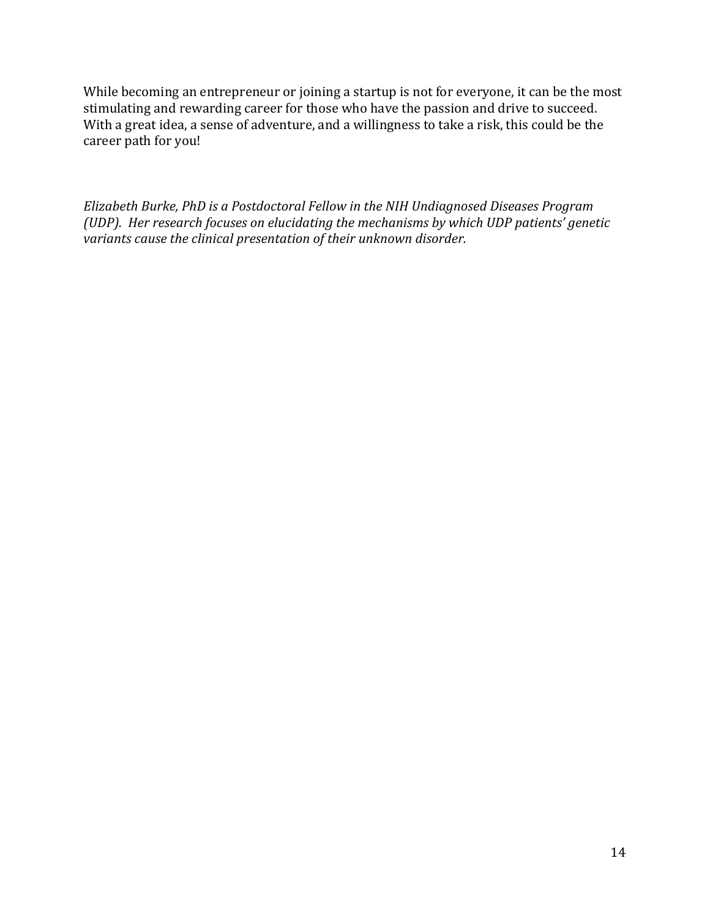While becoming an entrepreneur or joining a startup is not for everyone, it can be the most stimulating and rewarding career for those who have the passion and drive to succeed. With a great idea, a sense of adventure, and a willingness to take a risk, this could be the career path for you!

*Elizabeth Burke, PhD is a Postdoctoral Fellow in the NIH Undiagnosed Diseases Program (UDP). Her research focuses on elucidating the mechanisms by which UDP patients' genetic variants cause the clinical presentation of their unknown disorder.*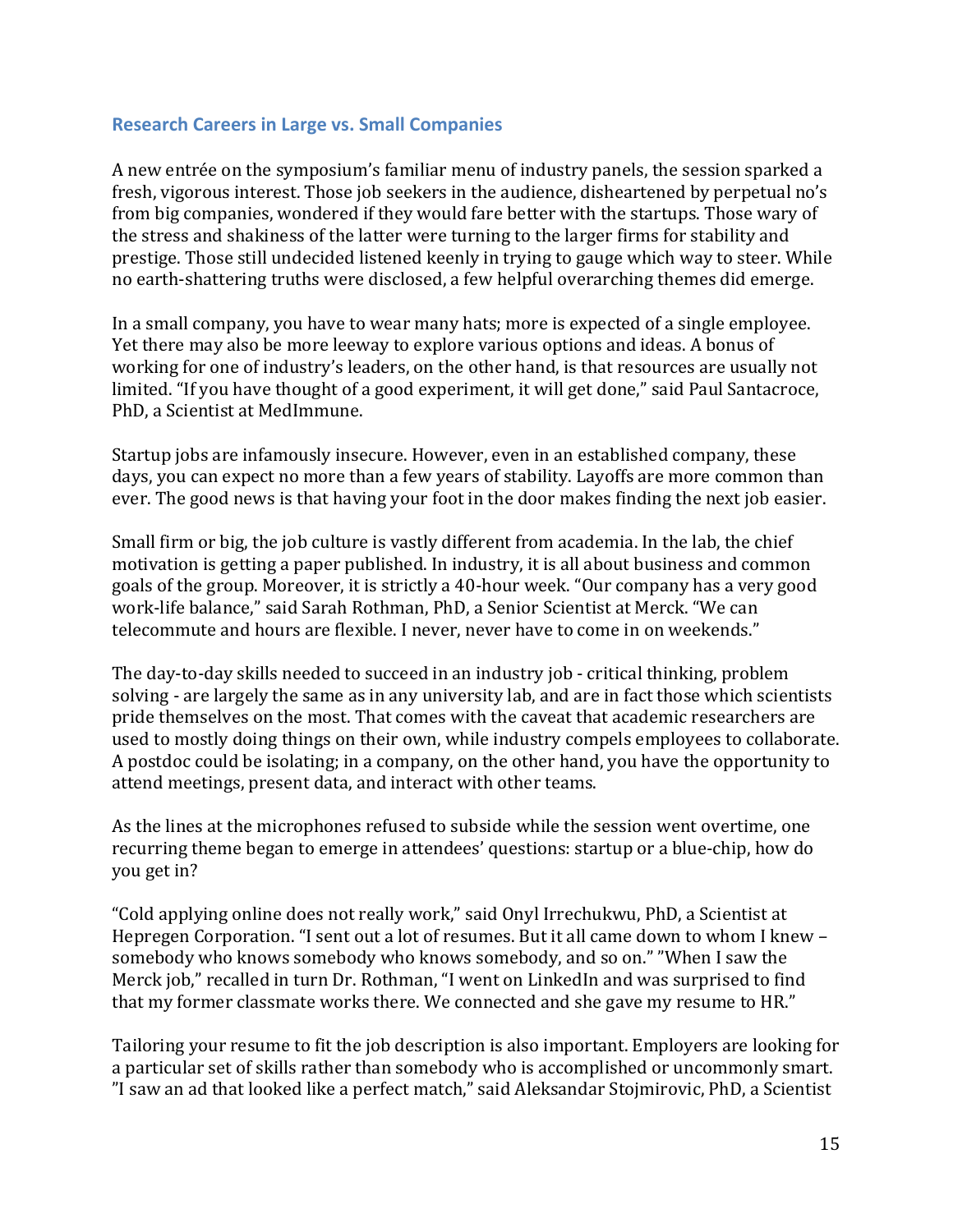### Research Careers in Large vs. Small Companies

A new entrée on the symposium's familiar menu of industry panels, the session sparked a fresh, vigorous interest. Those job seekers in the audience, disheartened by perpetual no's from big companies, wondered if they would fare better with the startups. Those wary of the stress and shakiness of the latter were turning to the larger firms for stability and prestige. Those still undecided listened keenly in trying to gauge which way to steer. While no earth-shattering truths were disclosed, a few helpful overarching themes did emerge.

In a small company, you have to wear many hats; more is expected of a single employee. Yet there may also be more leeway to explore various options and ideas. A bonus of working for one of industry's leaders, on the other hand, is that resources are usually not limited. "If you have thought of a good experiment, it will get done," said Paul Santacroce, PhD, a Scientist at MedImmune.

Startup jobs are infamously insecure. However, even in an established company, these days, you can expect no more than a few years of stability. Layoffs are more common than ever. The good news is that having your foot in the door makes finding the next job easier.

Small firm or big, the job culture is vastly different from academia. In the lab, the chief motivation is getting a paper published. In industry, it is all about business and common goals of the group. Moreover, it is strictly a 40-hour week. "Our company has a very good work-life balance," said Sarah Rothman, PhD, a Senior Scientist at Merck. "We can telecommute and hours are flexible. I never, never have to come in on weekends."

The day-to-day skills needed to succeed in an industry job - critical thinking, problem solving - are largely the same as in any university lab, and are in fact those which scientists pride themselves on the most. That comes with the caveat that academic researchers are used to mostly doing things on their own, while industry compels employees to collaborate. A postdoc could be isolating; in a company, on the other hand, you have the opportunity to attend meetings, present data, and interact with other teams.

As the lines at the microphones refused to subside while the session went overtime, one recurring theme began to emerge in attendees' questions: startup or a blue-chip, how do you get in?

"Cold applying online does not really work," said Onyl Irrechukwu, PhD, a Scientist at Hepregen Corporation. "I sent out a lot of resumes. But it all came down to whom I knew – somebody who knows somebody who knows somebody, and so on." "When I saw the Merck job," recalled in turn Dr. Rothman, "I went on LinkedIn and was surprised to find that my former classmate works there. We connected and she gave my resume to HR."

Tailoring your resume to fit the job description is also important. Employers are looking for a particular set of skills rather than somebody who is accomplished or uncommonly smart. "I saw an ad that looked like a perfect match," said Aleksandar Stojmirovic, PhD, a Scientist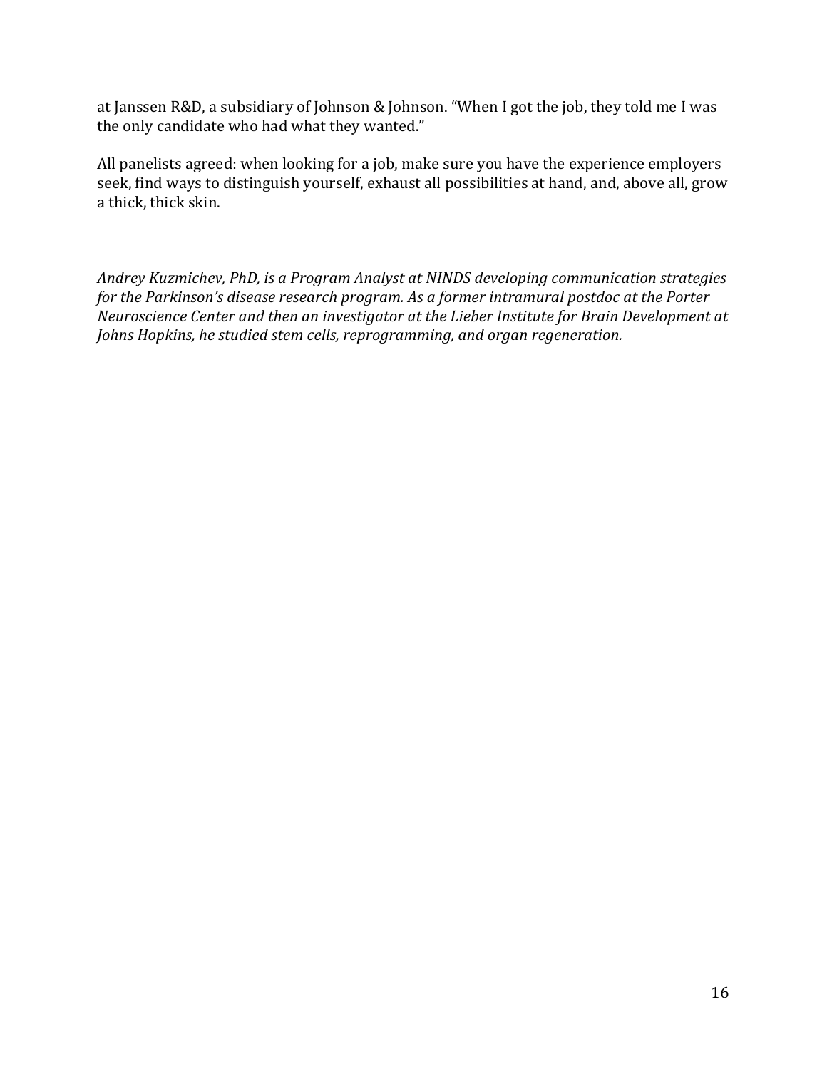at Janssen R&D, a subsidiary of Johnson & Johnson. "When I got the job, they told me I was the only candidate who had what they wanted."

All panelists agreed: when looking for a job, make sure you have the experience employers seek, find ways to distinguish yourself, exhaust all possibilities at hand, and, above all, grow a thick, thick skin.

*Andrey Kuzmichev, PhD, is a Program Analyst at NINDS developing communication strategies for the Parkinson's disease research program. As a former intramural postdoc at the Porter Neuroscience Center and then an investigator at the Lieber Institute for Brain Development at Johns Hopkins, he studied stem cells, reprogramming, and organ regeneration.*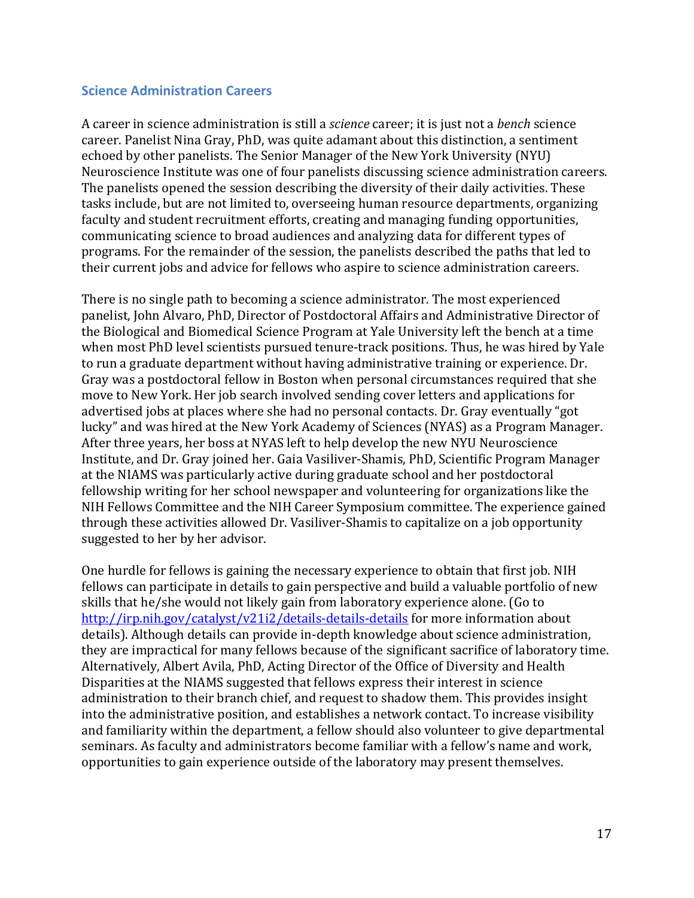## Science Administration Careers

A career in science administration is still a *science* career; it is just not a *bench* science career. Panelist Nina Gray, PhD, was quite adamant about this distinction, a sentiment echoed by other panelists. The Senior Manager of the New York University (NYU) Neuroscience Institute was one of four panelists discussing science administration careers. The panelists opened the session describing the diversity of their daily activities. These tasks include, but are not limited to, overseeing human resource departments, organizing faculty and student recruitment efforts, creating and managing funding opportunities, communicating science to broad audiences and analyzing data for different types of programs. For the remainder of the session, the panelists described the paths that led to their current jobs and advice for fellows who aspire to science administration careers.

There is no single path to becoming a science administrator. The most experienced panelist, John Alvaro, PhD, Director of Postdoctoral Affairs and Administrative Director of the Biological and Biomedical Science Program at Yale University left the bench at a time when most PhD level scientists pursued tenure-track positions. Thus, he was hired by Yale to run a graduate department without having administrative training or experience. Dr. Gray was a postdoctoral fellow in Boston when personal circumstances required that she move to New York. Her job search involved sending cover letters and applications for advertised jobs at places where she had no personal contacts. Dr. Gray eventually "got lucky" and was hired at the New York Academy of Sciences (NYAS) as a Program Manager. After three years, her boss at NYAS left to help develop the new NYU Neuroscience Institute, and Dr. Gray joined her. Gaia Vasiliver-Shamis, PhD, Scientific Program Manager at the NIAMS was particularly active during graduate school and her postdoctoral fellowship writing for her school newspaper and volunteering for organizations like the NIH Fellows Committee and the NIH Career Symposium committee. The experience gained through these activities allowed Dr. Vasiliver-Shamis to capitalize on a job opportunity suggested to her by her advisor.

One hurdle for fellows is gaining the necessary experience to obtain that first job. NIH fellows can participate in details to gain perspective and build a valuable portfolio of new skills that he/she would not likely gain from laboratory experience alone. (Go to [http://irp.nih.gov/catalyst/v21i2/details-details-details](http://irp.nih.gov/catalyst/v21i2/details-details-details) for more information about details). Although details can provide in-depth knowledge about science administration, they are impractical for many fellows because of the significant sacrifice of laboratory time. Alternatively, Albert Avila, PhD, Acting Director of the Office of Diversity and Health Disparities at the NIAMS suggested that fellows express their interest in science administration to their branch chief, and request to shadow them. This provides insight into the administrative position, and establishes a network contact. To increase visibility and familiarity within the department, a fellow should also volunteer to give departmental seminars. As faculty and administrators become familiar with a fellow's name and work, opportunities to gain experience outside of the laboratory may present themselves.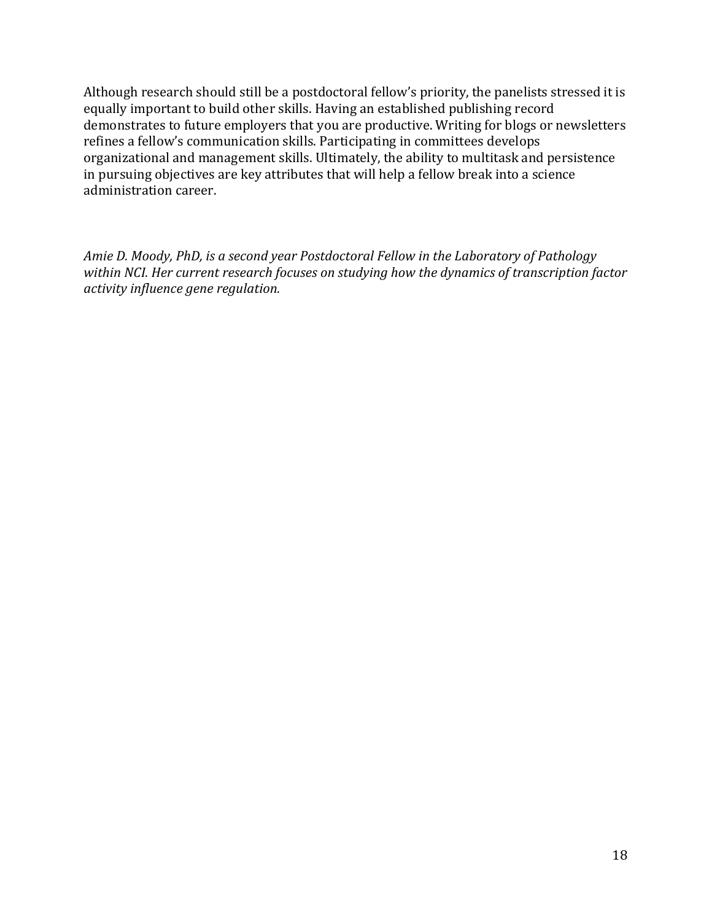Although research should still be a postdoctoral fellow's priority, the panelists stressed it is equally important to build other skills. Having an established publishing record demonstrates to future employers that you are productive. Writing for blogs or newsletters refines a fellow's communication skills. Participating in committees develops organizational and management skills. Ultimately, the ability to multitask and persistence in pursuing objectives are key attributes that will help a fellow break into a science administration career.

*Amie D. Moody, PhD, is a second year Postdoctoral Fellow in the Laboratory of Pathology within NCI. Her current research focuses on studying how the dynamics of transcription factor activity influence gene regulation.*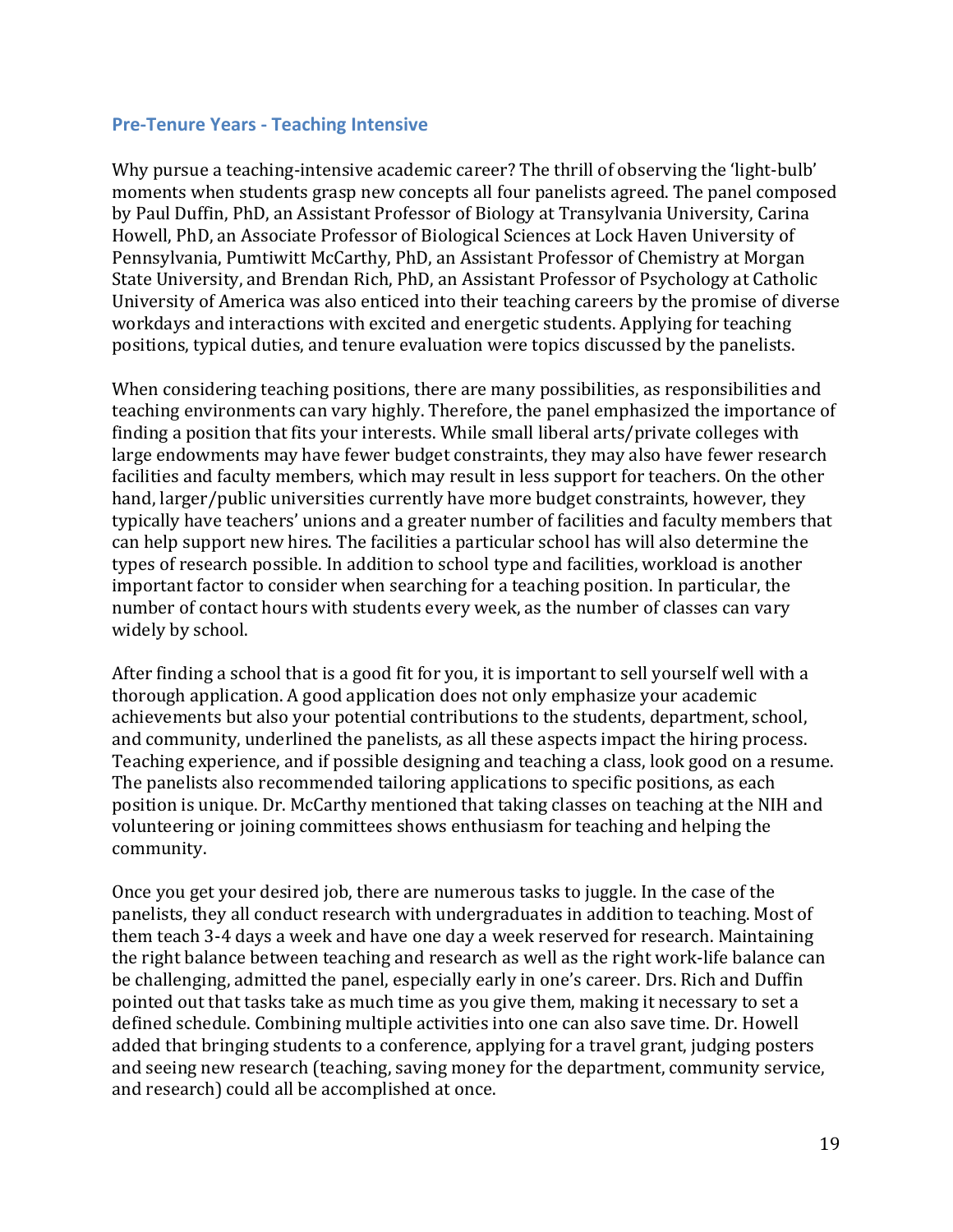## Pre-Tenure Years - Teaching Intensive

Why pursue a teaching-intensive academic career? The thrill of observing the 'light-bulb' moments when students grasp new concepts all four panelists agreed. The panel composed by Paul Duffin, PhD, an Assistant Professor of Biology at Transylvania University, Carina Howell, PhD, an Associate Professor of Biological Sciences at Lock Haven University of Pennsylvania, Pumtiwitt McCarthy, PhD, an Assistant Professor of Chemistry at Morgan State University, and Brendan Rich, PhD, an Assistant Professor of Psychology at Catholic University of America was also enticed into their teaching careers by the promise of diverse workdays and interactions with excited and energetic students. Applying for teaching positions, typical duties, and tenure evaluation were topics discussed by the panelists.

When considering teaching positions, there are many possibilities, as responsibilities and teaching environments can vary highly. Therefore, the panel emphasized the importance of finding a position that fits your interests. While small liberal arts/private colleges with large endowments may have fewer budget constraints, they may also have fewer research facilities and faculty members, which may result in less support for teachers. On the other hand, larger/public universities currently have more budget constraints, however, they typically have teachers' unions and a greater number of facilities and faculty members that can help support new hires. The facilities a particular school has will also determine the types of research possible. In addition to school type and facilities, workload is another important factor to consider when searching for a teaching position. In particular, the number of contact hours with students every week, as the number of classes can vary widely by school.

After finding a school that is a good fit for you, it is important to sell yourself well with a thorough application. A good application does not only emphasize your academic achievements but also your potential contributions to the students, department, school, and community, underlined the panelists, as all these aspects impact the hiring process. Teaching experience, and if possible designing and teaching a class, look good on a resume. The panelists also recommended tailoring applications to specific positions, as each position is unique. Dr. McCarthy mentioned that taking classes on teaching at the NIH and volunteering or joining committees shows enthusiasm for teaching and helping the community.

Once you get your desired job, there are numerous tasks to juggle. In the case of the panelists, they all conduct research with undergraduates in addition to teaching. Most of them teach 3-4 days a week and have one day a week reserved for research. Maintaining the right balance between teaching and research as well as the right work-life balance can be challenging, admitted the panel, especially early in one's career. Drs. Rich and Duffin pointed out that tasks take as much time as you give them, making it necessary to set a defined schedule. Combining multiple activities into one can also save time. Dr. Howell added that bringing students to a conference, applying for a travel grant, judging posters and seeing new research (teaching, saving money for the department, community service, and research) could all be accomplished at once.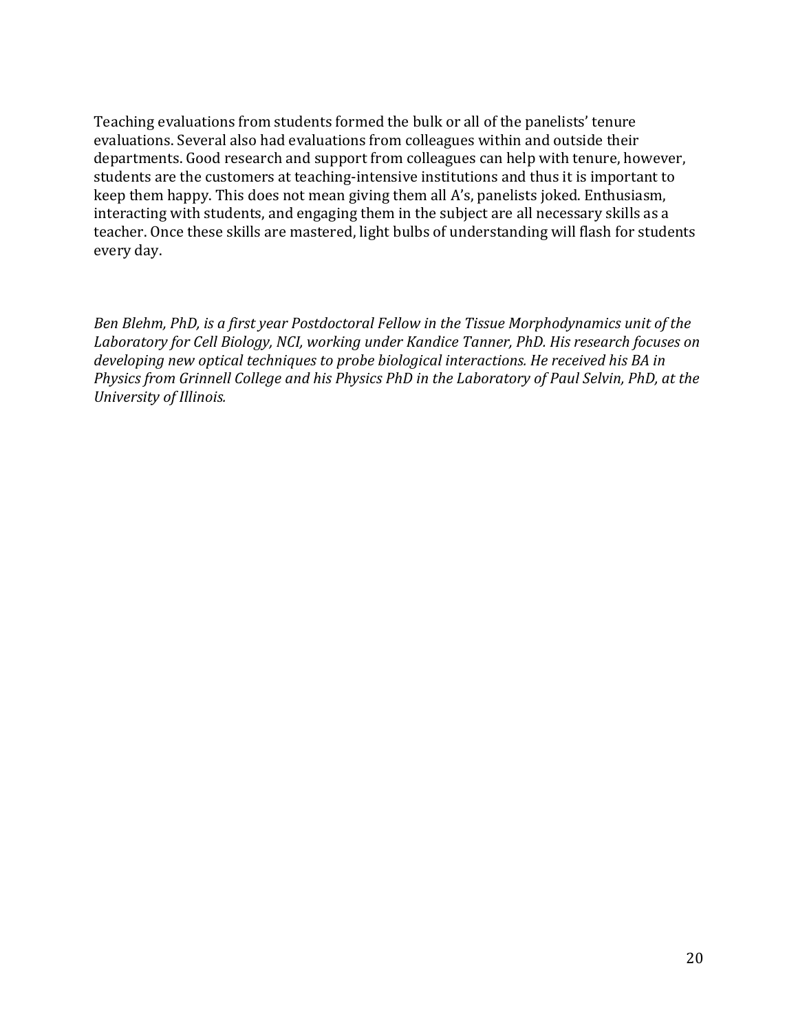Teaching evaluations from students formed the bulk or all of the panelists' tenure evaluations. Several also had evaluations from colleagues within and outside their departments. Good research and support from colleagues can help with tenure, however, students are the customers at teaching-intensive institutions and thus it is important to keep them happy. This does not mean giving them all A's, panelists joked. Enthusiasm, interacting with students, and engaging them in the subject are all necessary skills as a teacher. Once these skills are mastered, light bulbs of understanding will flash for students every day.

*Ben Blehm, PhD, is a first year Postdoctoral Fellow in the Tissue Morphodynamics unit of the Laboratory for Cell Biology, NCI, working under Kandice Tanner, PhD. His research focuses on developing new optical techniques to probe biological interactions. He received his BA in Physics from Grinnell College and his Physics PhD in the Laboratory of Paul Selvin, PhD, at the University of Illinois.*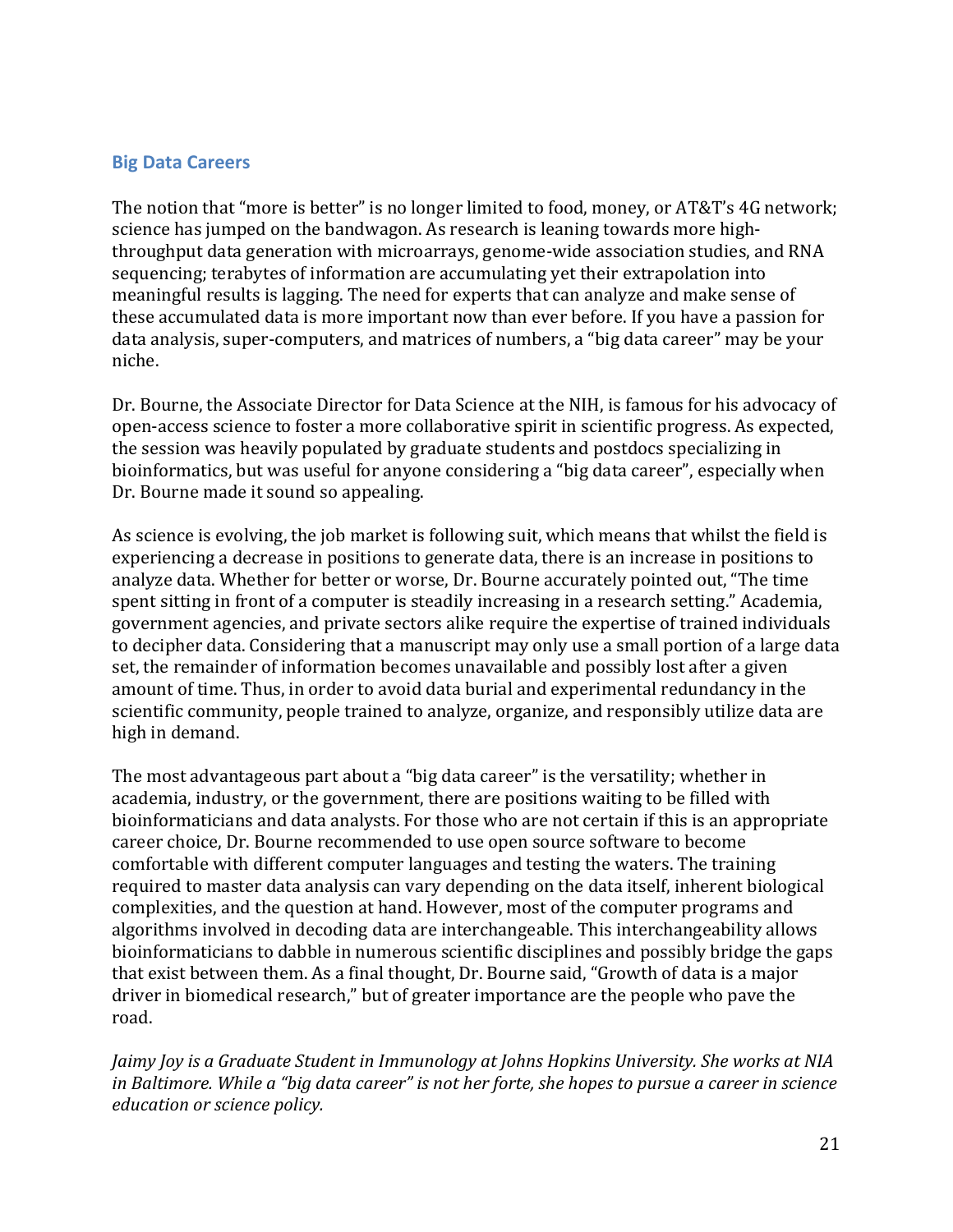## Big Data Careers

The notion that "more is better" is no longer limited to food, money, or AT&T's 4G network; science has jumped on the bandwagon. As research is leaning towards more high-throughput data generation with microarrays, genome-wide association studies, and RNA sequencing; terabytes of information are accumulating yet their extrapolation into meaningful results is lagging. The need for experts that can analyze and make sense of these accumulated data is more important now than ever before. If you have a passion for data analysis, super-computers, and matrices of numbers, a "big data career" may be your niche.

Dr. Bourne, the Associate Director for Data Science at the NIH, is famous for his advocacy of open-access science to foster a more collaborative spirit in scientific progress. As expected, the session was heavily populated by graduate students and postdocs specializing in bioinformatics, but was useful for anyone considering a "big data career", especially when Dr. Bourne made it sound so appealing.

As science is evolving, the job market is following suit, which means that whilst the field is experiencing a decrease in positions to generate data, there is an increase in positions to analyze data. Whether for better or worse, Dr. Bourne accurately pointed out, "The time spent sitting in front of a computer is steadily increasing in a research setting." Academia, government agencies, and private sectors alike require the expertise of trained individuals to decipher data. Considering that a manuscript may only use a small portion of a large data set, the remainder of information becomes unavailable and possibly lost after a given amount of time. Thus, in order to avoid data burial and experimental redundancy in the scientific community, people trained to analyze, organize, and responsibly utilize data are high in demand.

The most advantageous part about a "big data career" is the versatility; whether in academia, industry, or the government, there are positions waiting to be filled with bioinformaticians and data analysts. For those who are not certain if this is an appropriate career choice, Dr. Bourne recommended to use open source software to become comfortable with different computer languages and testing the waters. The training required to master data analysis can vary depending on the data itself, inherent biological complexities, and the question at hand. However, most of the computer programs and algorithms involved in decoding data are interchangeable. This interchangeability allows bioinformaticians to dabble in numerous scientific disciplines and possibly bridge the gaps that exist between them. As a final thought, Dr. Bourne said, "Growth of data is a major driver in biomedical research," but of greater importance are the people who pave the road.

*Jaimy Joy is a Graduate Student in Immunology at Johns Hopkins University. She works at NIA in Baltimore. While a "big data career" is not her forte, she hopes to pursue a career in science education or science policy.*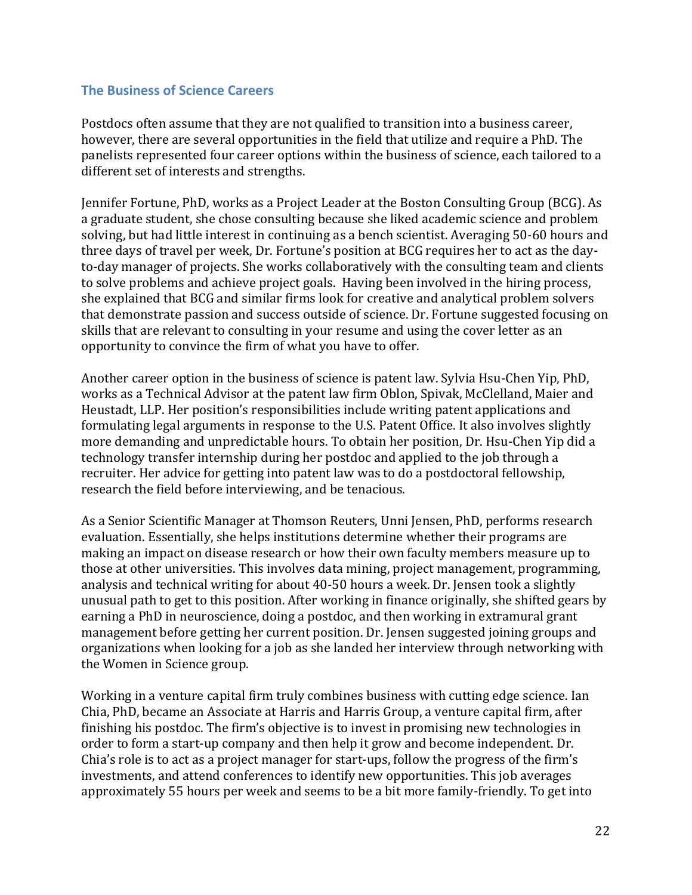## The Business of Science Careers

Postdocs often assume that they are not qualified to transition into a business career, however, there are several opportunities in the field that utilize and require a PhD. The panelists represented four career options within the business of science, each tailored to a different set of interests and strengths.

Jennifer Fortune, PhD, works as a Project Leader at the Boston Consulting Group (BCG). As a graduate student, she chose consulting because she liked academic science and problem solving, but had little interest in continuing as a bench scientist. Averaging 50-60 hours and three days of travel per week, Dr. Fortune's position at BCG requires her to act as the day-to-day manager of projects. She works collaboratively with the consulting team and clients to solve problems and achieve project goals. Having been involved in the hiring process, she explained that BCG and similar firms look for creative and analytical problem solvers that demonstrate passion and success outside of science. Dr. Fortune suggested focusing on skills that are relevant to consulting in your resume and using the cover letter as an opportunity to convince the firm of what you have to offer.

Another career option in the business of science is patent law. Sylvia Hsu-Chen Yip, PhD, works as a Technical Advisor at the patent law firm Oblon, Spivak, McClelland, Maier and Heustadt, LLP. Her position's responsibilities include writing patent applications and formulating legal arguments in response to the U.S. Patent Office. It also involves slightly more demanding and unpredictable hours. To obtain her position, Dr. Hsu-Chen Yip did a technology transfer internship during her postdoc and applied to the job through a recruiter. Her advice for getting into patent law was to do a postdoctoral fellowship, research the field before interviewing, and be tenacious.

As a Senior Scientific Manager at Thomson Reuters, Unni Jensen, PhD, performs research evaluation. Essentially, she helps institutions determine whether their programs are making an impact on disease research or how their own faculty members measure up to those at other universities. This involves data mining, project management, programming, analysis and technical writing for about 40-50 hours a week. Dr. Jensen took a slightly unusual path to get to this position. After working in finance originally, she shifted gears by earning a PhD in neuroscience, doing a postdoc, and then working in extramural grant management before getting her current position. Dr. Jensen suggested joining groups and organizations when looking for a job as she landed her interview through networking with the Women in Science group.

Working in a venture capital firm truly combines business with cutting edge science. Ian Chia, PhD, became an Associate at Harris and Harris Group, a venture capital firm, after finishing his postdoc. The firm's objective is to invest in promising new technologies in order to form a start-up company and then help it grow and become independent. Dr. Chia's role is to act as a project manager for start-ups, follow the progress of the firm's investments, and attend conferences to identify new opportunities. This job averages approximately 55 hours per week and seems to be a bit more family-friendly. To get into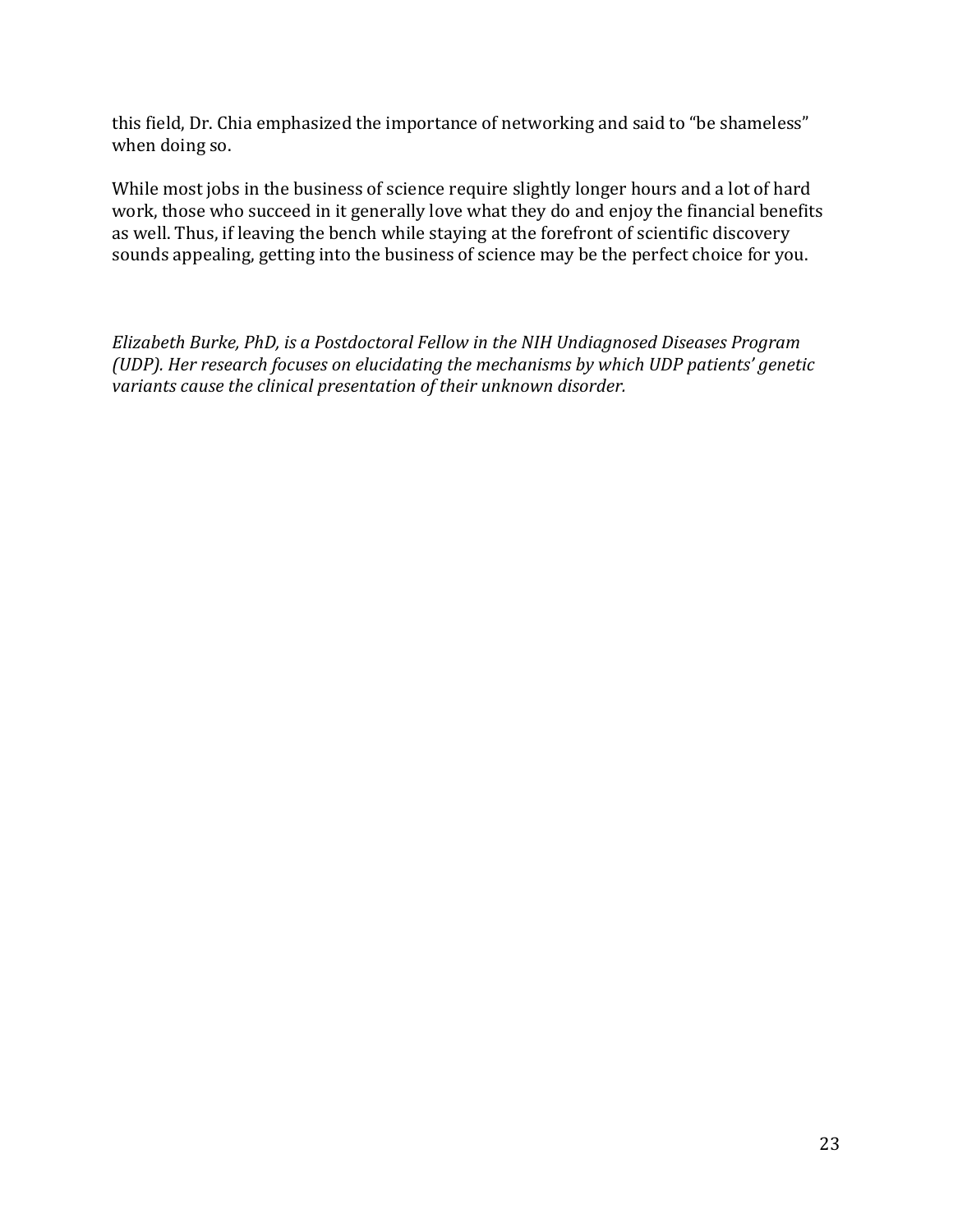this field, Dr. Chia emphasized the importance of networking and said to "be shameless" when doing so.

While most jobs in the business of science require slightly longer hours and a lot of hard work, those who succeed in it generally love what they do and enjoy the financial benefits as well. Thus, if leaving the bench while staying at the forefront of scientific discovery sounds appealing, getting into the business of science may be the perfect choice for you.

*Elizabeth Burke, PhD, is a Postdoctoral Fellow in the NIH Undiagnosed Diseases Program (UDP). Her research focuses on elucidating the mechanisms by which UDP patients' genetic variants cause the clinical presentation of their unknown disorder.*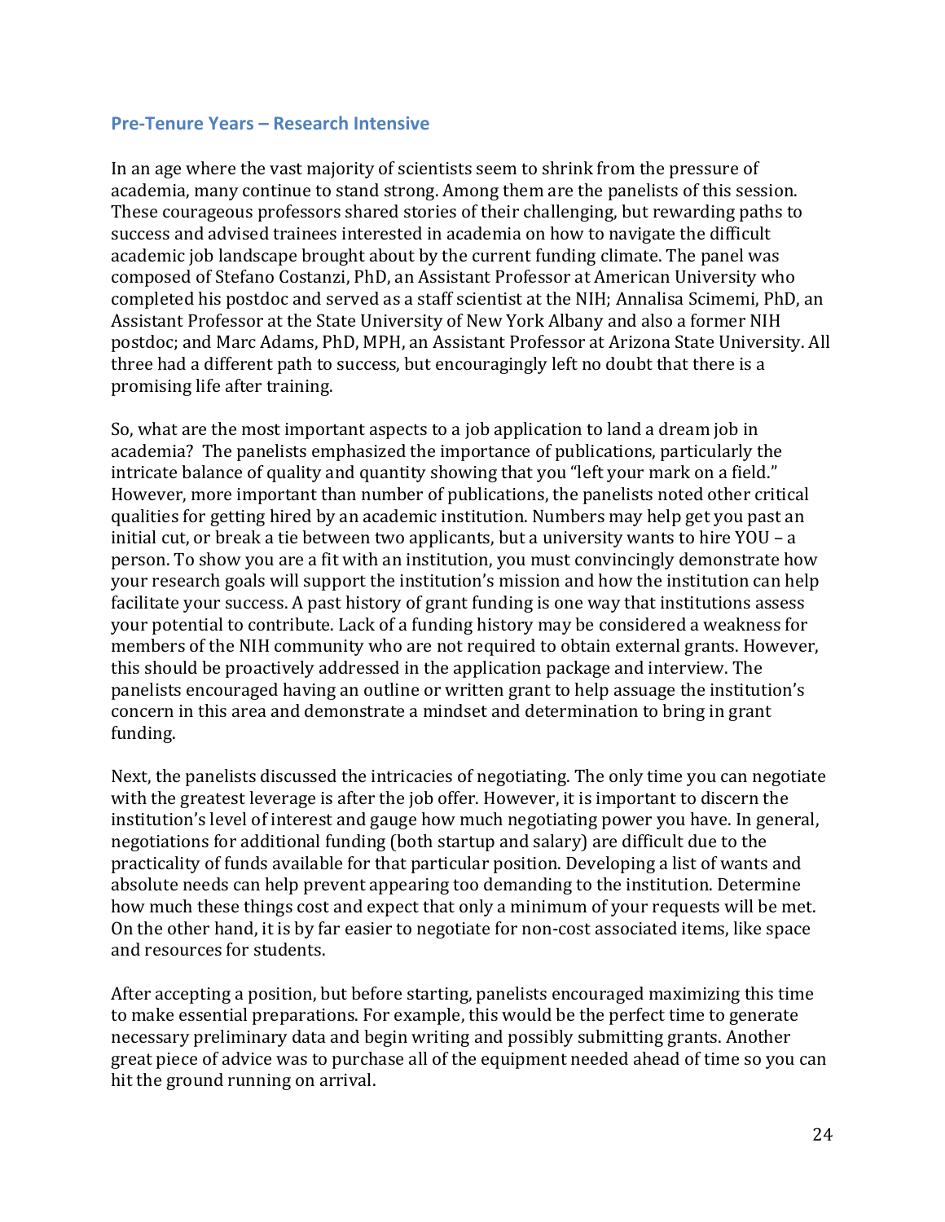### Pre-Tenure Years – Research Intensive

In an age where the vast majority of scientists seem to shrink from the pressure of academia, many continue to stand strong. Among them are the panelists of this session. These courageous professors shared stories of their challenging, but rewarding paths to success and advised trainees interested in academia on how to navigate the difficult academic job landscape brought about by the current funding climate. The panel was composed of Stefano Costanzi, PhD, an Assistant Professor at American University who completed his postdoc and served as a staff scientist at the NIH; Annalisa Scimemi, PhD, an Assistant Professor at the State University of New York Albany and also a former NIH postdoc; and Marc Adams, PhD, MPH, an Assistant Professor at Arizona State University. All three had a different path to success, but encouragingly left no doubt that there is a promising life after training.

So, what are the most important aspects to a job application to land a dream job in academia? The panelists emphasized the importance of publications, particularly the intricate balance of quality and quantity showing that you "left your mark on a field." However, more important than number of publications, the panelists noted other critical qualities for getting hired by an academic institution. Numbers may help get you past an initial cut, or break a tie between two applicants, but a university wants to hire YOU – a person. To show you are a fit with an institution, you must convincingly demonstrate how your research goals will support the institution's mission and how the institution can help facilitate your success. A past history of grant funding is one way that institutions assess your potential to contribute. Lack of a funding history may be considered a weakness for members of the NIH community who are not required to obtain external grants. However, this should be proactively addressed in the application package and interview. The panelists encouraged having an outline or written grant to help assuage the institution's concern in this area and demonstrate a mindset and determination to bring in grant funding.

Next, the panelists discussed the intricacies of negotiating. The only time you can negotiate with the greatest leverage is after the job offer. However, it is important to discern the institution's level of interest and gauge how much negotiating power you have. In general, negotiations for additional funding (both startup and salary) are difficult due to the practicality of funds available for that particular position. Developing a list of wants and absolute needs can help prevent appearing too demanding to the institution. Determine how much these things cost and expect that only a minimum of your requests will be met. On the other hand, it is by far easier to negotiate for non-cost associated items, like space and resources for students.

After accepting a position, but before starting, panelists encouraged maximizing this time to make essential preparations. For example, this would be the perfect time to generate necessary preliminary data and begin writing and possibly submitting grants. Another great piece of advice was to purchase all of the equipment needed ahead of time so you can hit the ground running on arrival.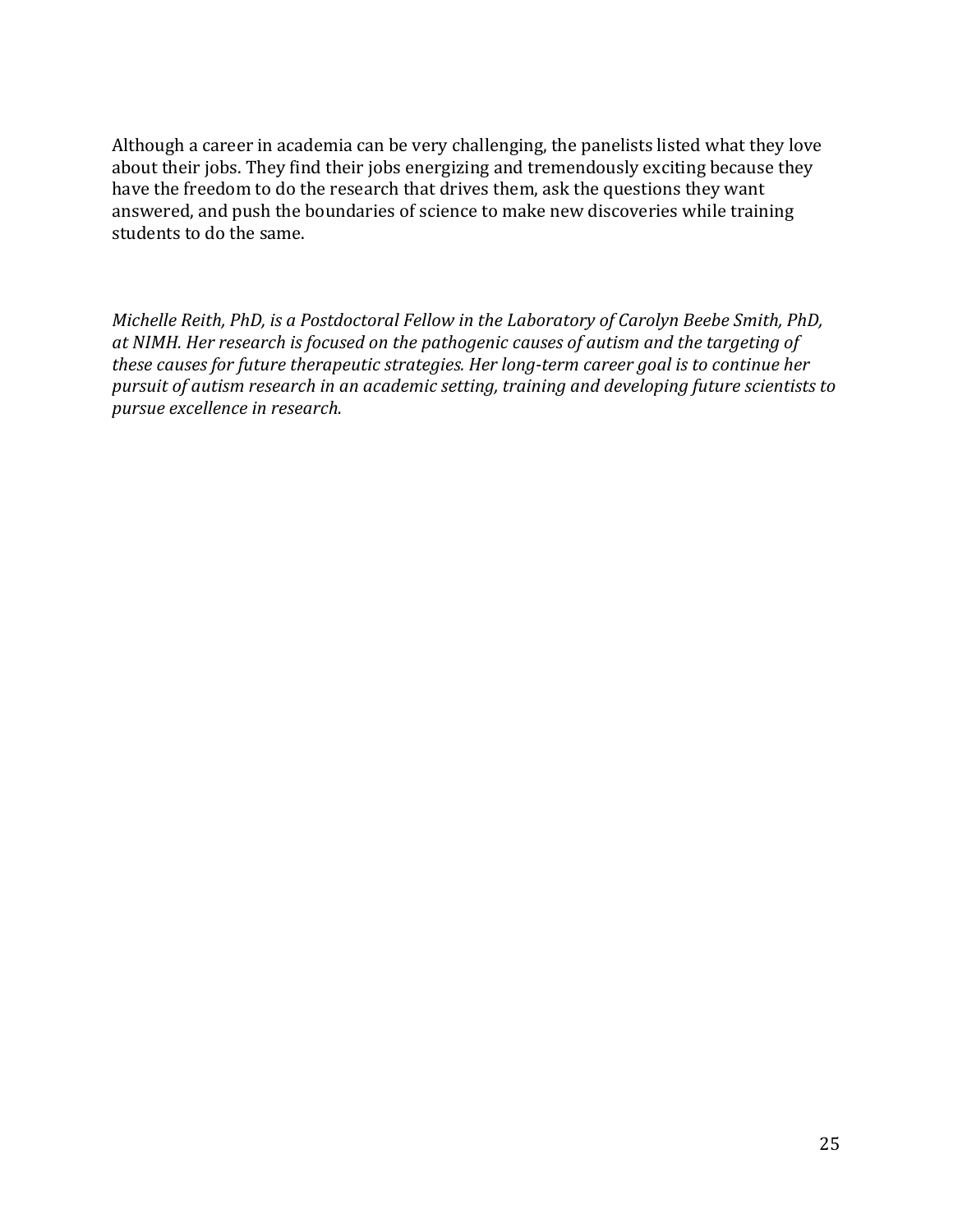Although a career in academia can be very challenging, the panelists listed what they love about their jobs. They find their jobs energizing and tremendously exciting because they have the freedom to do the research that drives them, ask the questions they want answered, and push the boundaries of science to make new discoveries while training students to do the same.

*Michelle Reith, PhD, is a Postdoctoral Fellow in the Laboratory of Carolyn Beebe Smith, PhD, at NIMH. Her research is focused on the pathogenic causes of autism and the targeting of these causes for future therapeutic strategies. Her long-term career goal is to continue her pursuit of autism research in an academic setting, training and developing future scientists to pursue excellence in research.*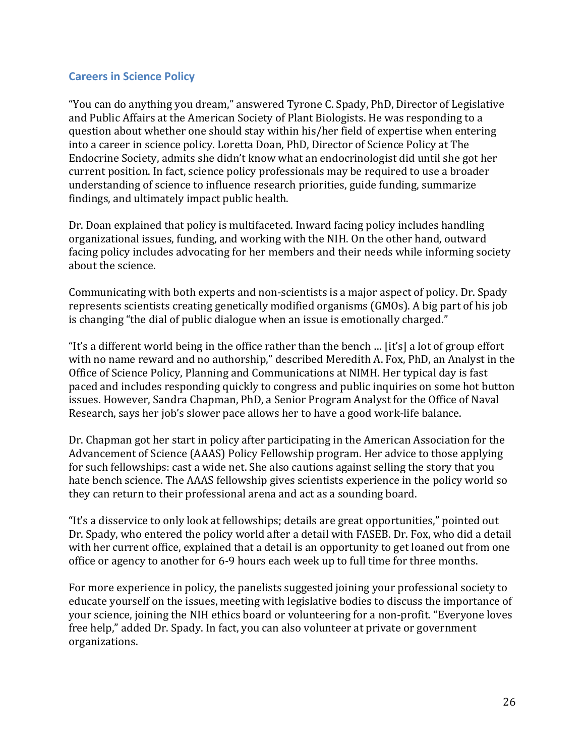## Careers in Science Policy

"You can do anything you dream," answered Tyrone C. Spady, PhD, Director of Legislative and Public Affairs at the American Society of Plant Biologists. He was responding to a question about whether one should stay within his/her field of expertise when entering into a career in science policy. Loretta Doan, PhD, Director of Science Policy at The Endocrine Society, admits she didn't know what an endocrinologist did until she got her current position. In fact, science policy professionals may be required to use a broader understanding of science to influence research priorities, guide funding, summarize findings, and ultimately impact public health.

Dr. Doan explained that policy is multifaceted. Inward facing policy includes handling organizational issues, funding, and working with the NIH. On the other hand, outward facing policy includes advocating for her members and their needs while informing society about the science.

Communicating with both experts and non-scientists is a major aspect of policy. Dr. Spady represents scientists creating genetically modified organisms (GMOs). A big part of his job is changing "the dial of public dialogue when an issue is emotionally charged."

"It's a different world being in the office rather than the bench … [it's] a lot of group effort with no name reward and no authorship," described Meredith A. Fox, PhD, an Analyst in the Office of Science Policy, Planning and Communications at NIMH. Her typical day is fast paced and includes responding quickly to congress and public inquiries on some hot button issues. However, Sandra Chapman, PhD, a Senior Program Analyst for the Office of Naval Research, says her job's slower pace allows her to have a good work-life balance.

Dr. Chapman got her start in policy after participating in the American Association for the Advancement of Science (AAAS) Policy Fellowship program. Her advice to those applying for such fellowships: cast a wide net. She also cautions against selling the story that you hate bench science. The AAAS fellowship gives scientists experience in the policy world so they can return to their professional arena and act as a sounding board.

"It's a disservice to only look at fellowships; details are great opportunities," pointed out Dr. Spady, who entered the policy world after a detail with FASEB. Dr. Fox, who did a detail with her current office, explained that a detail is an opportunity to get loaned out from one office or agency to another for 6-9 hours each week up to full time for three months.

For more experience in policy, the panelists suggested joining your professional society to educate yourself on the issues, meeting with legislative bodies to discuss the importance of your science, joining the NIH ethics board or volunteering for a non-profit. "Everyone loves free help," added Dr. Spady. In fact, you can also volunteer at private or government organizations.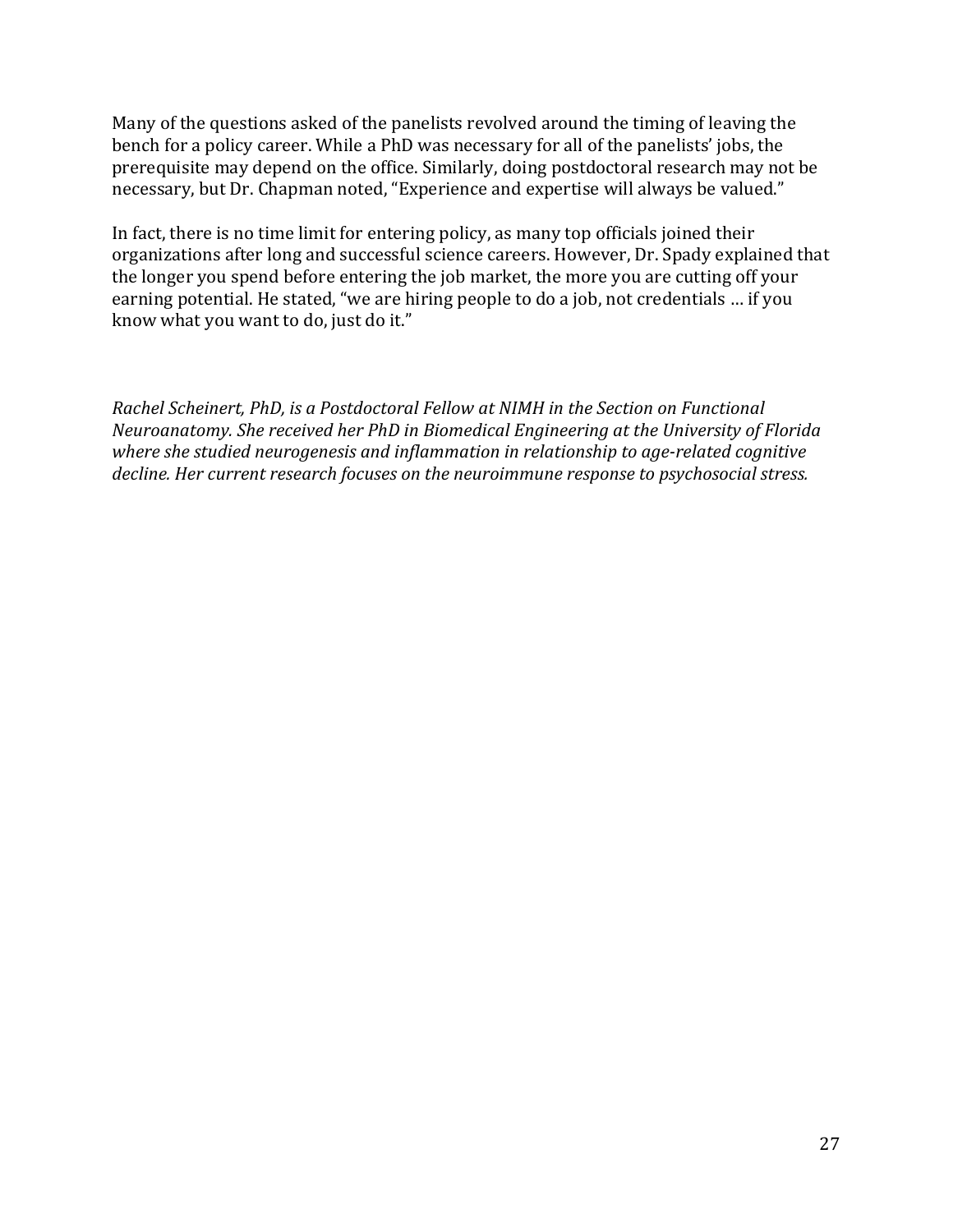Many of the questions asked of the panelists revolved around the timing of leaving the bench for a policy career. While a PhD was necessary for all of the panelists' jobs, the prerequisite may depend on the office. Similarly, doing postdoctoral research may not be necessary, but Dr. Chapman noted, "Experience and expertise will always be valued."

In fact, there is no time limit for entering policy, as many top officials joined their organizations after long and successful science careers. However, Dr. Spady explained that the longer you spend before entering the job market, the more you are cutting off your earning potential. He stated, "we are hiring people to do a job, not credentials … if you know what you want to do, just do it."

*Rachel Scheinert, PhD, is a Postdoctoral Fellow at NIMH in the Section on Functional Neuroanatomy. She received her PhD in Biomedical Engineering at the University of Florida where she studied neurogenesis and inflammation in relationship to age-related cognitive decline. Her current research focuses on the neuroimmune response to psychosocial stress.*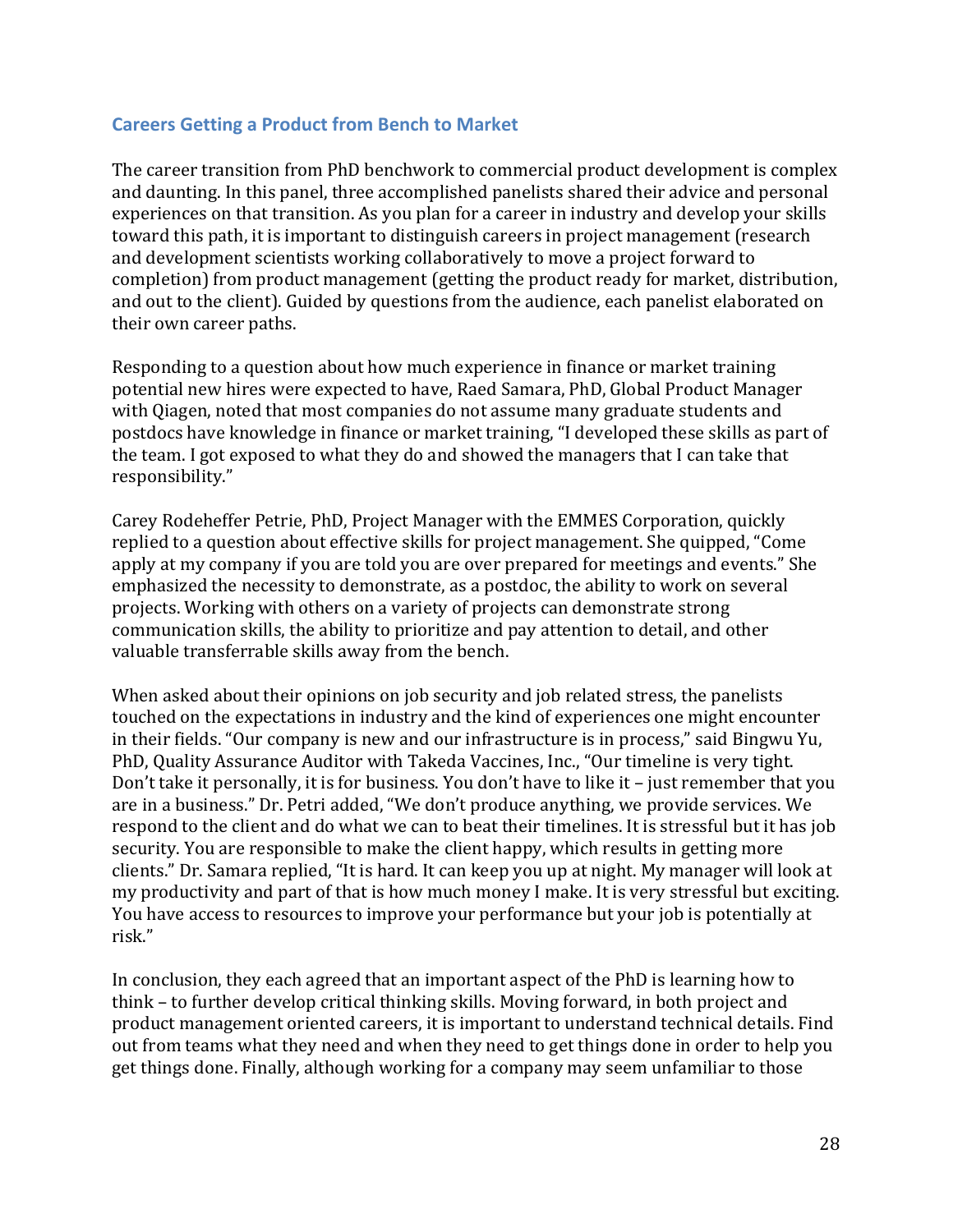### Careers Getting a Product from Bench to Market

The career transition from PhD benchwork to commercial product development is complex and daunting. In this panel, three accomplished panelists shared their advice and personal experiences on that transition. As you plan for a career in industry and develop your skills toward this path, it is important to distinguish careers in project management (research and development scientists working collaboratively to move a project forward to completion) from product management (getting the product ready for market, distribution, and out to the client). Guided by questions from the audience, each panelist elaborated on their own career paths.

Responding to a question about how much experience in finance or market training potential new hires were expected to have, Raed Samara, PhD, Global Product Manager with Qiagen, noted that most companies do not assume many graduate students and postdocs have knowledge in finance or market training, "I developed these skills as part of the team. I got exposed to what they do and showed the managers that I can take that responsibility."

Carey Rodeheffer Petrie, PhD, Project Manager with the EMMES Corporation, quickly replied to a question about effective skills for project management. She quipped, "Come apply at my company if you are told you are over prepared for meetings and events." She emphasized the necessity to demonstrate, as a postdoc, the ability to work on several projects. Working with others on a variety of projects can demonstrate strong communication skills, the ability to prioritize and pay attention to detail, and other valuable transferrable skills away from the bench.

When asked about their opinions on job security and job related stress, the panelists touched on the expectations in industry and the kind of experiences one might encounter in their fields. "Our company is new and our infrastructure is in process," said Bingwu Yu, PhD, Quality Assurance Auditor with Takeda Vaccines, Inc., "Our timeline is very tight. Don't take it personally, it is for business. You don't have to like it – just remember that you are in a business." Dr. Petri added, "We don't produce anything, we provide services. We respond to the client and do what we can to beat their timelines. It is stressful but it has job security. You are responsible to make the client happy, which results in getting more clients." Dr. Samara replied, "It is hard. It can keep you up at night. My manager will look at my productivity and part of that is how much money I make. It is very stressful but exciting. You have access to resources to improve your performance but your job is potentially at risk."

In conclusion, they each agreed that an important aspect of the PhD is learning how to think – to further develop critical thinking skills. Moving forward, in both project and product management oriented careers, it is important to understand technical details. Find out from teams what they need and when they need to get things done in order to help you get things done. Finally, although working for a company may seem unfamiliar to those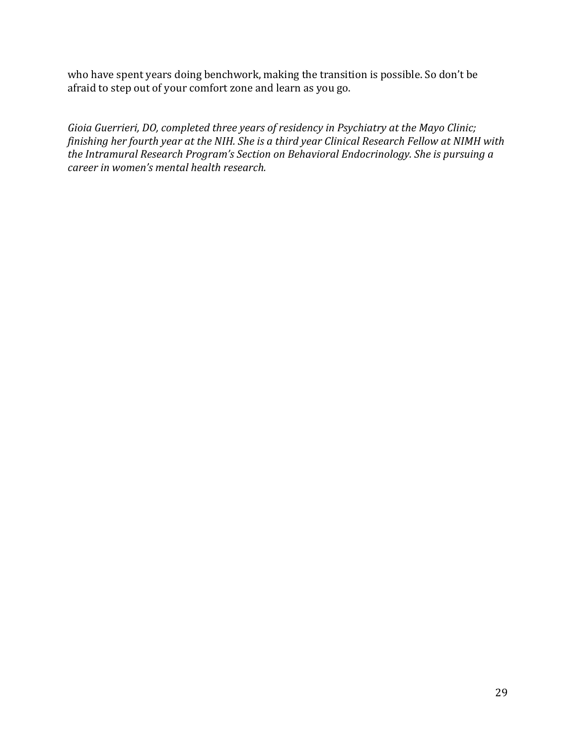who have spent years doing benchwork, making the transition is possible. So don't be afraid to step out of your comfort zone and learn as you go.

*Gioia Guerrieri, DO, completed three years of residency in Psychiatry at the Mayo Clinic; finishing her fourth year at the NIH. She is a third year Clinical Research Fellow at NIMH with the Intramural Research Program's Section on Behavioral Endocrinology. She is pursuing a career in women's mental health research.*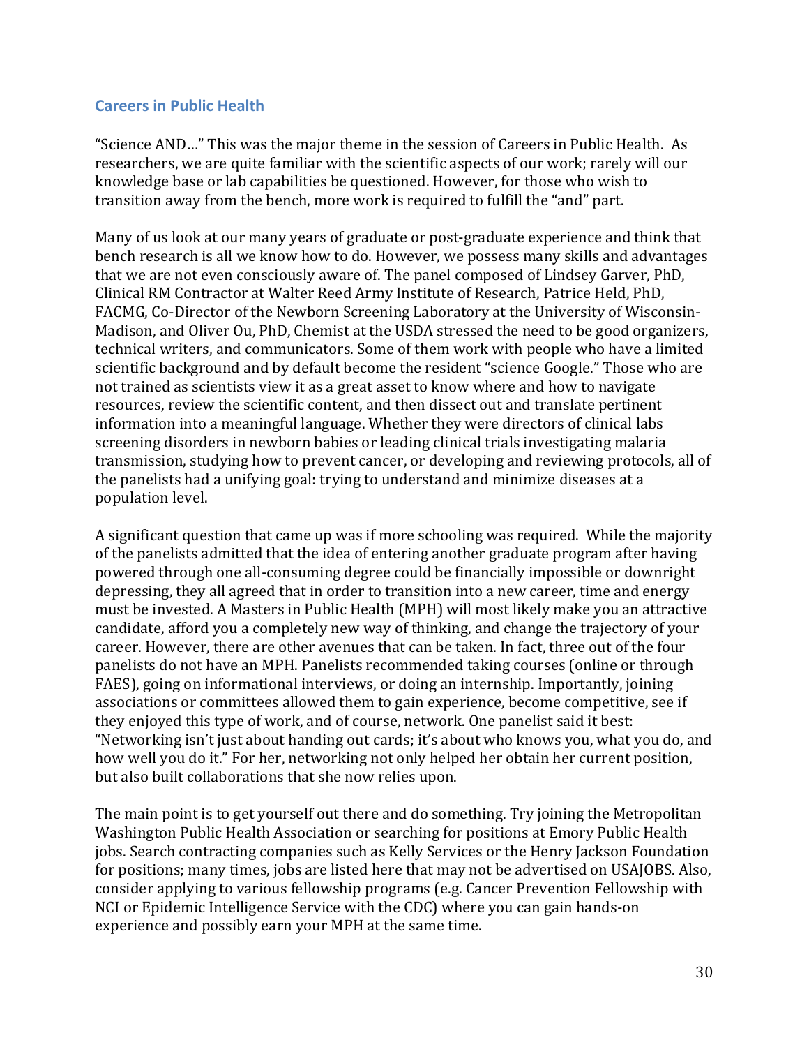## Careers in Public Health

"Science AND…" This was the major theme in the session of Careers in Public Health. As researchers, we are quite familiar with the scientific aspects of our work; rarely will our knowledge base or lab capabilities be questioned. However, for those who wish to transition away from the bench, more work is required to fulfill the "and" part.

Many of us look at our many years of graduate or post-graduate experience and think that bench research is all we know how to do. However, we possess many skills and advantages that we are not even consciously aware of. The panel composed of Lindsey Garver, PhD, Clinical RM Contractor at Walter Reed Army Institute of Research, Patrice Held, PhD, FACMG, Co-Director of the Newborn Screening Laboratory at the University of Wisconsin-Madison, and Oliver Ou, PhD, Chemist at the USDA stressed the need to be good organizers, technical writers, and communicators. Some of them work with people who have a limited scientific background and by default become the resident "science Google." Those who are not trained as scientists view it as a great asset to know where and how to navigate resources, review the scientific content, and then dissect out and translate pertinent information into a meaningful language. Whether they were directors of clinical labs screening disorders in newborn babies or leading clinical trials investigating malaria transmission, studying how to prevent cancer, or developing and reviewing protocols, all of the panelists had a unifying goal: trying to understand and minimize diseases at a population level.

A significant question that came up was if more schooling was required. While the majority of the panelists admitted that the idea of entering another graduate program after having powered through one all-consuming degree could be financially impossible or downright depressing, they all agreed that in order to transition into a new career, time and energy must be invested. A Masters in Public Health (MPH) will most likely make you an attractive candidate, afford you a completely new way of thinking, and change the trajectory of your career. However, there are other avenues that can be taken. In fact, three out of the four panelists do not have an MPH. Panelists recommended taking courses (online or through FAES), going on informational interviews, or doing an internship. Importantly, joining associations or committees allowed them to gain experience, become competitive, see if they enjoyed this type of work, and of course, network. One panelist said it best: "Networking isn't just about handing out cards; it's about who knows you, what you do, and how well you do it." For her, networking not only helped her obtain her current position, but also built collaborations that she now relies upon.

The main point is to get yourself out there and do something. Try joining the Metropolitan Washington Public Health Association or searching for positions at Emory Public Health jobs. Search contracting companies such as Kelly Services or the Henry Jackson Foundation for positions; many times, jobs are listed here that may not be advertised on USAJOBS. Also, consider applying to various fellowship programs (e.g. Cancer Prevention Fellowship with NCI or Epidemic Intelligence Service with the CDC) where you can gain hands-on experience and possibly earn your MPH at the same time.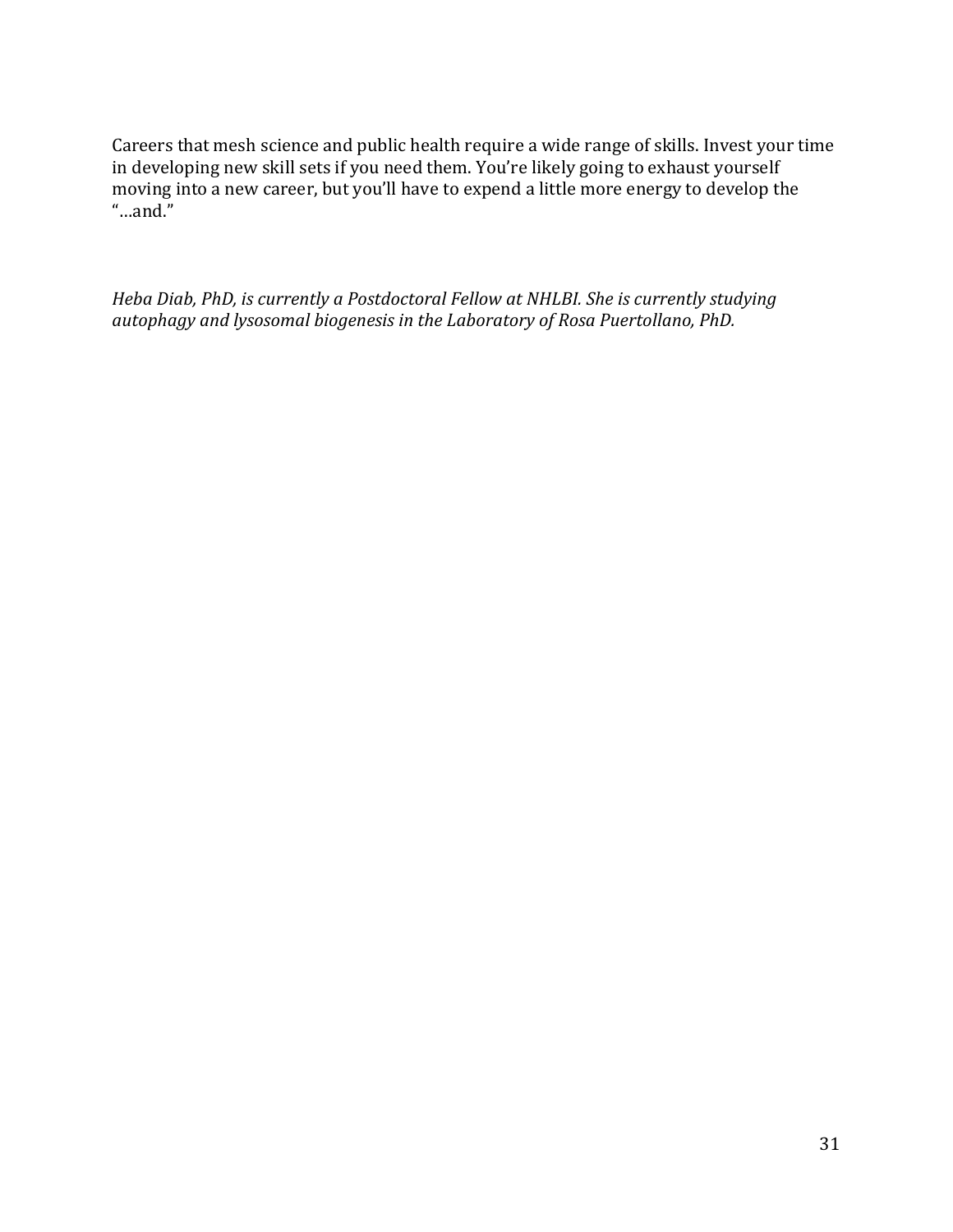Careers that mesh science and public health require a wide range of skills. Invest your time in developing new skill sets if you need them. You're likely going to exhaust yourself moving into a new career, but you'll have to expend a little more energy to develop the "…and."

*Heba Diab, PhD, is currently a Postdoctoral Fellow at NHLBI. She is currently studying autophagy and lysosomal biogenesis in the Laboratory of Rosa Puertollano, PhD.*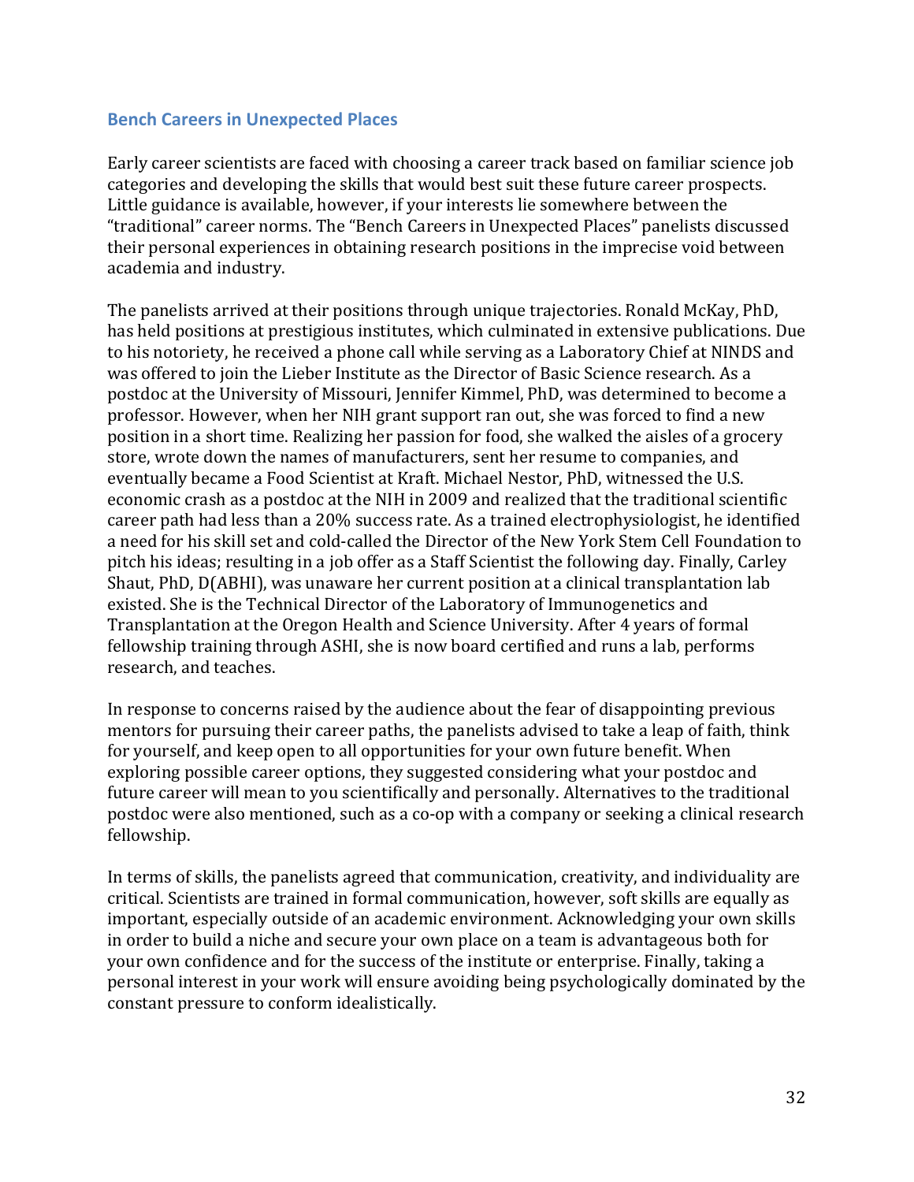## Bench Careers in Unexpected Places

Early career scientists are faced with choosing a career track based on familiar science job categories and developing the skills that would best suit these future career prospects. Little guidance is available, however, if your interests lie somewhere between the "traditional" career norms. The "Bench Careers in Unexpected Places" panelists discussed their personal experiences in obtaining research positions in the imprecise void between academia and industry.

The panelists arrived at their positions through unique trajectories. Ronald McKay, PhD, has held positions at prestigious institutes, which culminated in extensive publications. Due to his notoriety, he received a phone call while serving as a Laboratory Chief at NINDS and was offered to join the Lieber Institute as the Director of Basic Science research. As a postdoc at the University of Missouri, Jennifer Kimmel, PhD, was determined to become a professor. However, when her NIH grant support ran out, she was forced to find a new position in a short time. Realizing her passion for food, she walked the aisles of a grocery store, wrote down the names of manufacturers, sent her resume to companies, and eventually became a Food Scientist at Kraft. Michael Nestor, PhD, witnessed the U.S. economic crash as a postdoc at the NIH in 2009 and realized that the traditional scientific career path had less than a 20% success rate. As a trained electrophysiologist, he identified a need for his skill set and cold-called the Director of the New York Stem Cell Foundation to pitch his ideas; resulting in a job offer as a Staff Scientist the following day. Finally, Carley Shaut, PhD, D(ABHI), was unaware her current position at a clinical transplantation lab existed. She is the Technical Director of the Laboratory of Immunogenetics and Transplantation at the Oregon Health and Science University. After 4 years of formal fellowship training through ASHI, she is now board certified and runs a lab, performs research, and teaches.

In response to concerns raised by the audience about the fear of disappointing previous mentors for pursuing their career paths, the panelists advised to take a leap of faith, think for yourself, and keep open to all opportunities for your own future benefit. When exploring possible career options, they suggested considering what your postdoc and future career will mean to you scientifically and personally. Alternatives to the traditional postdoc were also mentioned, such as a co-op with a company or seeking a clinical research fellowship.

In terms of skills, the panelists agreed that communication, creativity, and individuality are critical. Scientists are trained in formal communication, however, soft skills are equally as important, especially outside of an academic environment. Acknowledging your own skills in order to build a niche and secure your own place on a team is advantageous both for your own confidence and for the success of the institute or enterprise. Finally, taking a personal interest in your work will ensure avoiding being psychologically dominated by the constant pressure to conform idealistically.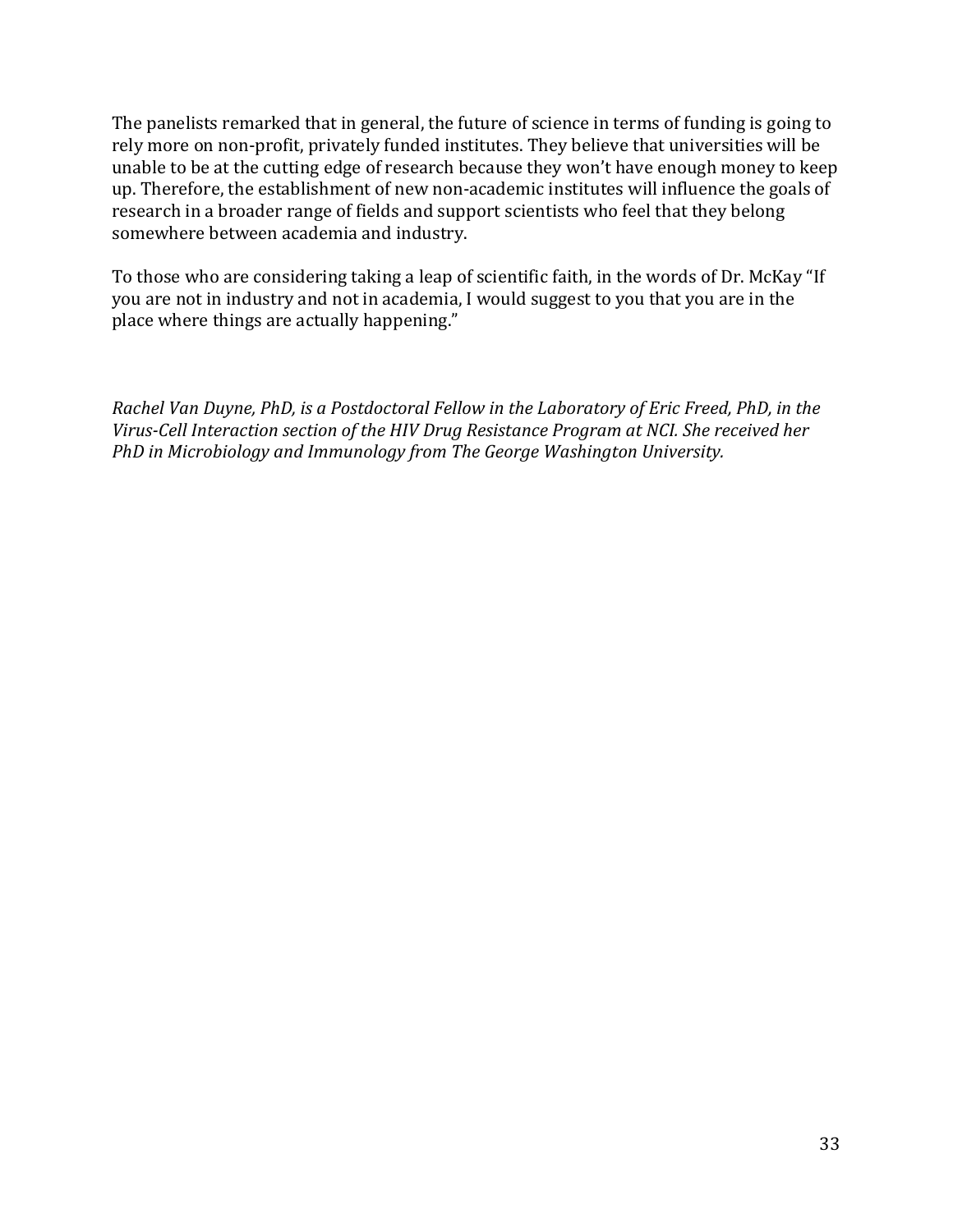The panelists remarked that in general, the future of science in terms of funding is going to rely more on non-profit, privately funded institutes. They believe that universities will be unable to be at the cutting edge of research because they won't have enough money to keep up. Therefore, the establishment of new non-academic institutes will influence the goals of research in a broader range of fields and support scientists who feel that they belong somewhere between academia and industry.

To those who are considering taking a leap of scientific faith, in the words of Dr. McKay "If you are not in industry and not in academia, I would suggest to you that you are in the place where things are actually happening."

*Rachel Van Duyne, PhD, is a Postdoctoral Fellow in the Laboratory of Eric Freed, PhD, in the Virus-Cell Interaction section of the HIV Drug Resistance Program at NCI. She received her PhD in Microbiology and Immunology from The George Washington University.*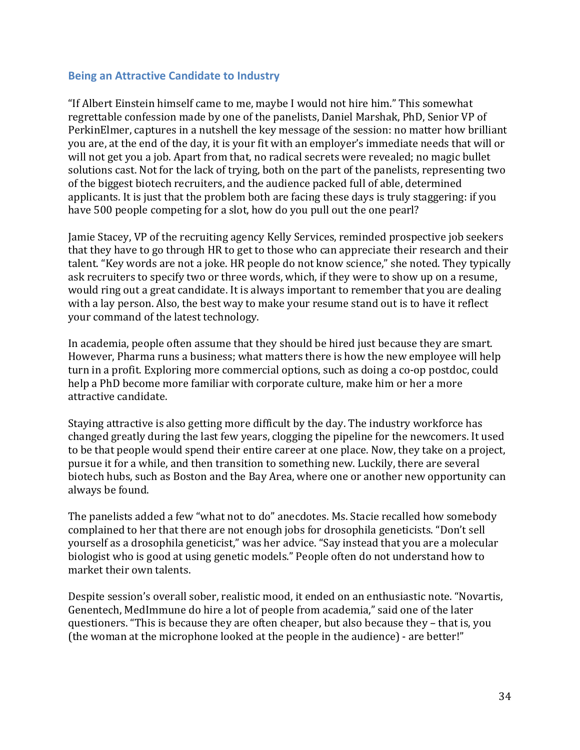### Being an Attractive Candidate to Industry

"If Albert Einstein himself came to me, maybe I would not hire him." This somewhat regrettable confession made by one of the panelists, Daniel Marshak, PhD, Senior VP of PerkinElmer, captures in a nutshell the key message of the session: no matter how brilliant you are, at the end of the day, it is your fit with an employer's immediate needs that will or will not get you a job. Apart from that, no radical secrets were revealed; no magic bullet solutions cast. Not for the lack of trying, both on the part of the panelists, representing two of the biggest biotech recruiters, and the audience packed full of able, determined applicants. It is just that the problem both are facing these days is truly staggering: if you have 500 people competing for a slot, how do you pull out the one pearl?

Jamie Stacey, VP of the recruiting agency Kelly Services, reminded prospective job seekers that they have to go through HR to get to those who can appreciate their research and their talent. "Key words are not a joke. HR people do not know science," she noted. They typically ask recruiters to specify two or three words, which, if they were to show up on a resume, would ring out a great candidate. It is always important to remember that you are dealing with a lay person. Also, the best way to make your resume stand out is to have it reflect your command of the latest technology.

In academia, people often assume that they should be hired just because they are smart. However, Pharma runs a business; what matters there is how the new employee will help turn in a profit. Exploring more commercial options, such as doing a co-op postdoc, could help a PhD become more familiar with corporate culture, make him or her a more attractive candidate.

Staying attractive is also getting more difficult by the day. The industry workforce has changed greatly during the last few years, clogging the pipeline for the newcomers. It used to be that people would spend their entire career at one place. Now, they take on a project, pursue it for a while, and then transition to something new. Luckily, there are several biotech hubs, such as Boston and the Bay Area, where one or another new opportunity can always be found.

The panelists added a few "what not to do" anecdotes. Ms. Stacie recalled how somebody complained to her that there are not enough jobs for drosophila geneticists. "Don't sell yourself as a drosophila geneticist," was her advice. "Say instead that you are a molecular biologist who is good at using genetic models." People often do not understand how to market their own talents.

Despite session's overall sober, realistic mood, it ended on an enthusiastic note. "Novartis, Genentech, MedImmune do hire a lot of people from academia," said one of the later questioners. "This is because they are often cheaper, but also because they – that is, you (the woman at the microphone looked at the people in the audience) - are better!"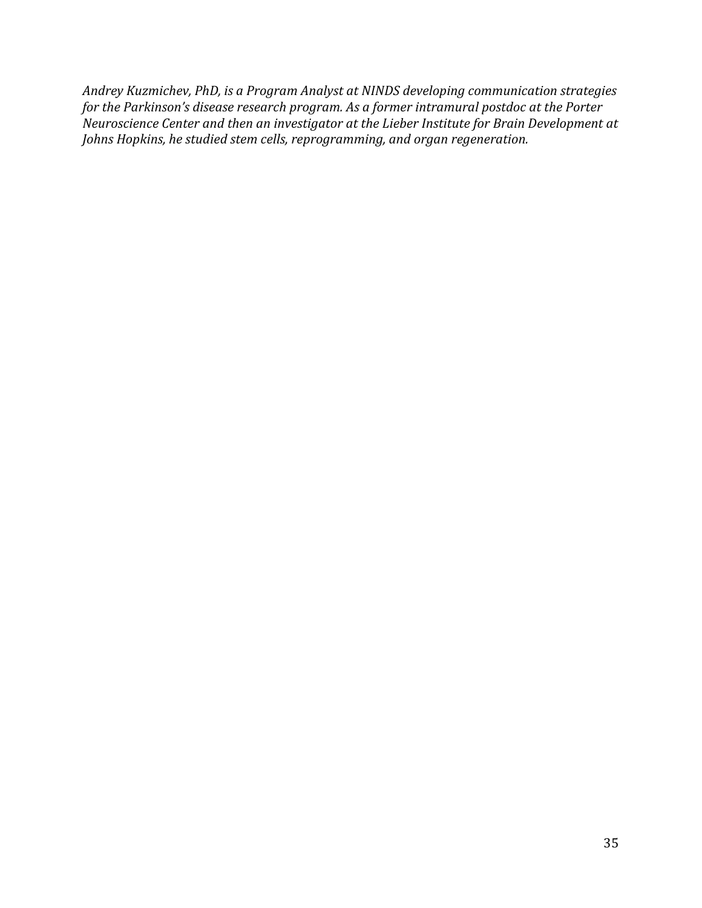*Andrey Kuzmichev, PhD, is a Program Analyst at NINDS developing communication strategies for the Parkinson's disease research program. As a former intramural postdoc at the Porter Neuroscience Center and then an investigator at the Lieber Institute for Brain Development at Johns Hopkins, he studied stem cells, reprogramming, and organ regeneration.*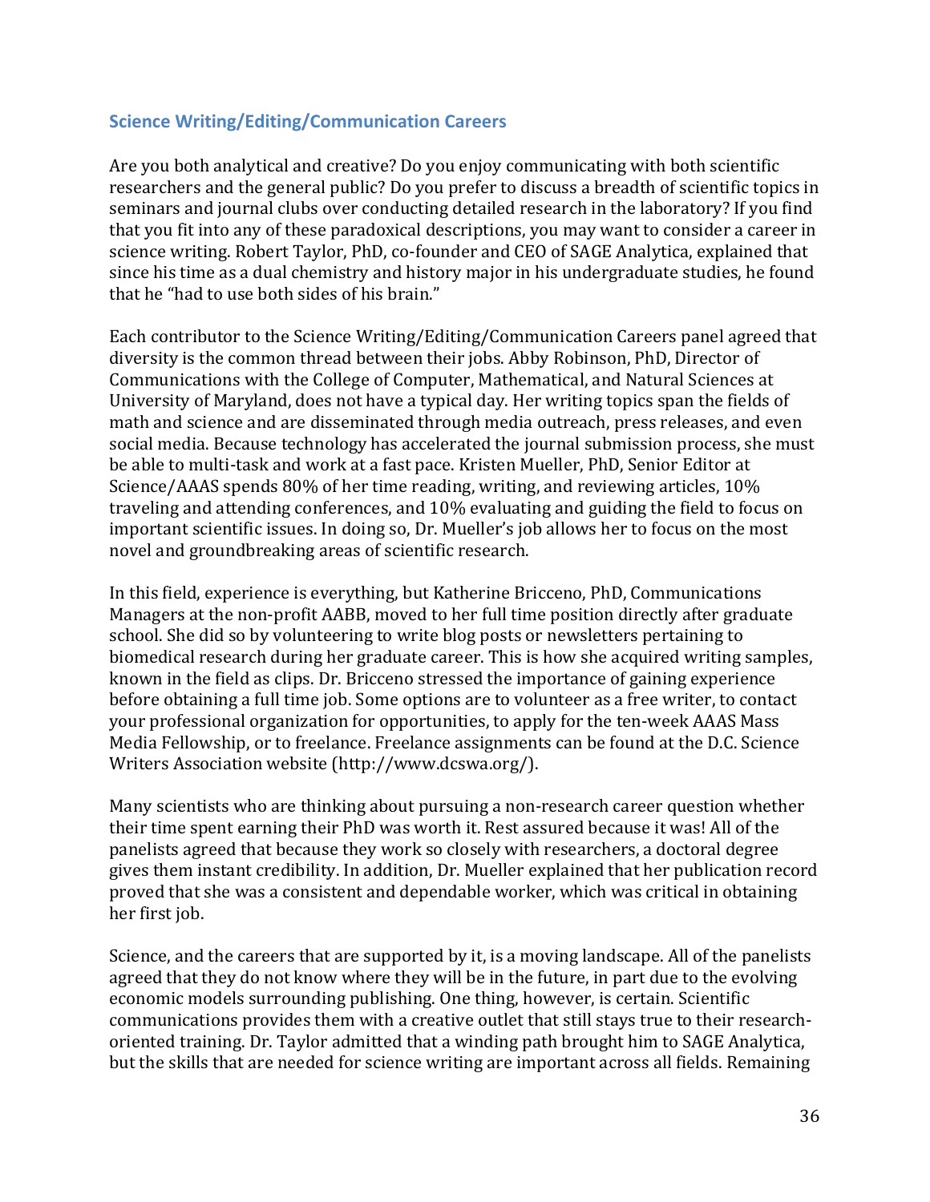## Science Writing/Editing/Communication Careers

Are you both analytical and creative? Do you enjoy communicating with both scientific researchers and the general public? Do you prefer to discuss a breadth of scientific topics in seminars and journal clubs over conducting detailed research in the laboratory? If you find that you fit into any of these paradoxical descriptions, you may want to consider a career in science writing. Robert Taylor, PhD, co-founder and CEO of SAGE Analytica, explained that since his time as a dual chemistry and history major in his undergraduate studies, he found that he "had to use both sides of his brain."

Each contributor to the Science Writing/Editing/Communication Careers panel agreed that diversity is the common thread between their jobs. Abby Robinson, PhD, Director of Communications with the College of Computer, Mathematical, and Natural Sciences at University of Maryland, does not have a typical day. Her writing topics span the fields of math and science and are disseminated through media outreach, press releases, and even social media. Because technology has accelerated the journal submission process, she must be able to multi-task and work at a fast pace. Kristen Mueller, PhD, Senior Editor at Science/AAAS spends 80% of her time reading, writing, and reviewing articles, 10% traveling and attending conferences, and 10% evaluating and guiding the field to focus on important scientific issues. In doing so, Dr. Mueller's job allows her to focus on the most novel and groundbreaking areas of scientific research.

In this field, experience is everything, but Katherine Bricceno, PhD, Communications Managers at the non-profit AABB, moved to her full time position directly after graduate school. She did so by volunteering to write blog posts or newsletters pertaining to biomedical research during her graduate career. This is how she acquired writing samples, known in the field as clips. Dr. Bricceno stressed the importance of gaining experience before obtaining a full time job. Some options are to volunteer as a free writer, to contact your professional organization for opportunities, to apply for the ten-week AAAS Mass Media Fellowship, or to freelance. Freelance assignments can be found at the D.C. Science Writers Association website (http://www.dcswa.org/).

Many scientists who are thinking about pursuing a non-research career question whether their time spent earning their PhD was worth it. Rest assured because it was! All of the panelists agreed that because they work so closely with researchers, a doctoral degree gives them instant credibility. In addition, Dr. Mueller explained that her publication record proved that she was a consistent and dependable worker, which was critical in obtaining her first job.

Science, and the careers that are supported by it, is a moving landscape. All of the panelists agreed that they do not know where they will be in the future, in part due to the evolving economic models surrounding publishing. One thing, however, is certain. Scientific communications provides them with a creative outlet that still stays true to their research-oriented training. Dr. Taylor admitted that a winding path brought him to SAGE Analytica, but the skills that are needed for science writing are important across all fields. Remaining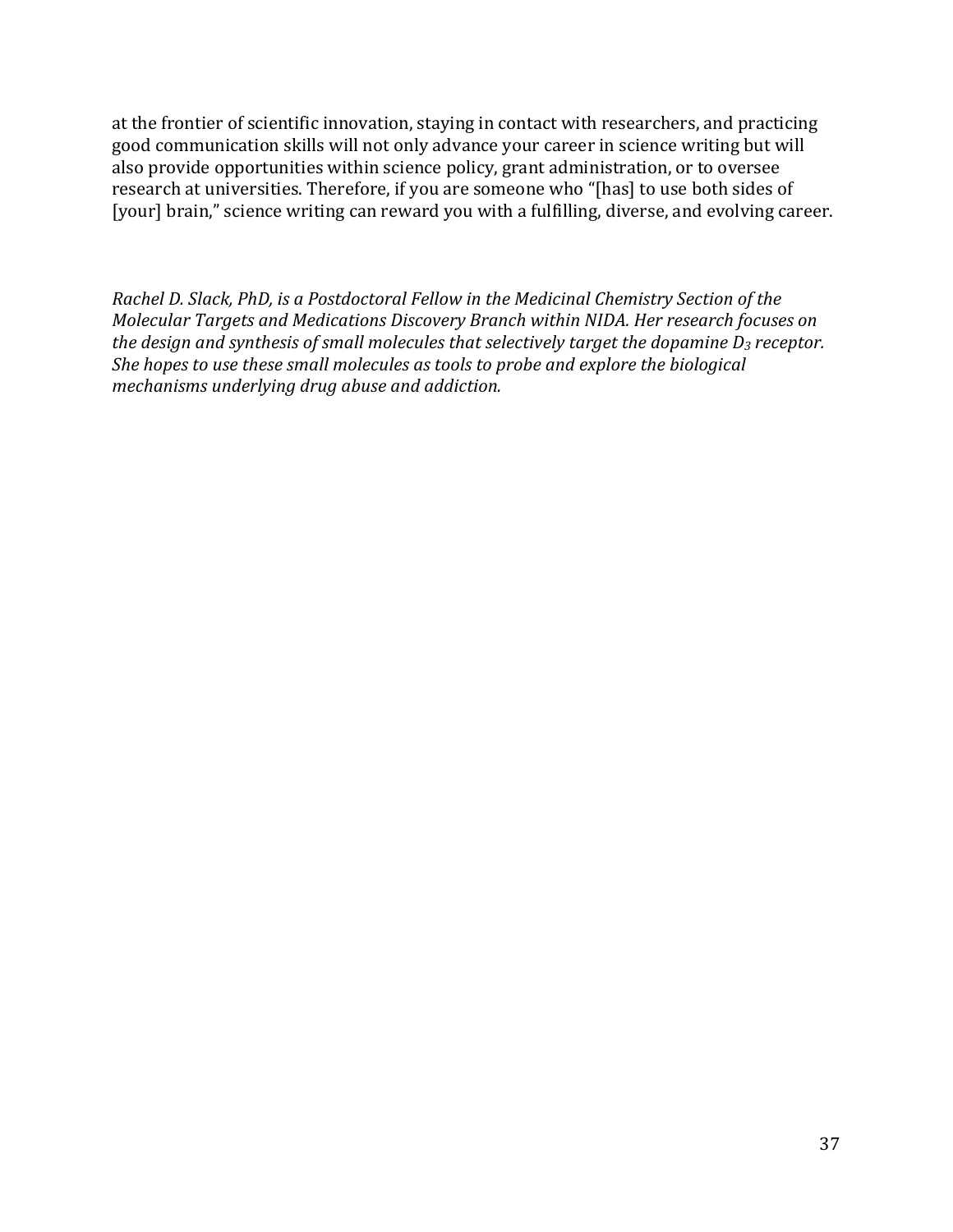at the frontier of scientific innovation, staying in contact with researchers, and practicing good communication skills will not only advance your career in science writing but will also provide opportunities within science policy, grant administration, or to oversee research at universities. Therefore, if you are someone who "[has] to use both sides of [your] brain," science writing can reward you with a fulfilling, diverse, and evolving career.

*Rachel D. Slack, PhD, is a Postdoctoral Fellow in the Medicinal Chemistry Section of the Molecular Targets and Medications Discovery Branch within NIDA. Her research focuses on the design and synthesis of small molecules that selectively target the dopamine $D_3$ receptor. She hopes to use these small molecules as tools to probe and explore the biological mechanisms underlying drug abuse and addiction.*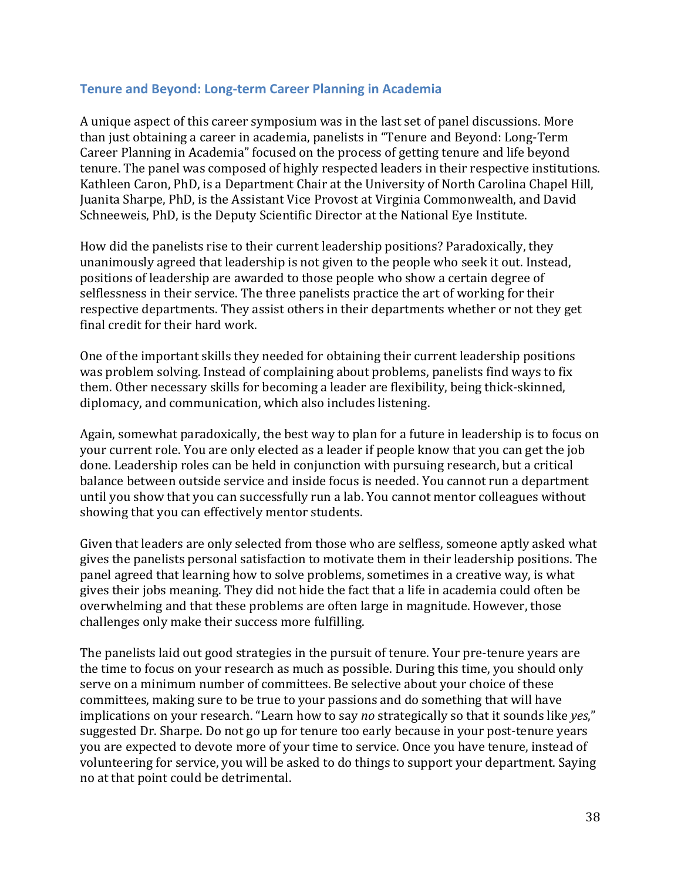## Tenure and Beyond: Long-term Career Planning in Academia

A unique aspect of this career symposium was in the last set of panel discussions. More than just obtaining a career in academia, panelists in "Tenure and Beyond: Long-Term Career Planning in Academia" focused on the process of getting tenure and life beyond tenure. The panel was composed of highly respected leaders in their respective institutions. Kathleen Caron, PhD, is a Department Chair at the University of North Carolina Chapel Hill, Juanita Sharpe, PhD, is the Assistant Vice Provost at Virginia Commonwealth, and David Schneeweis, PhD, is the Deputy Scientific Director at the National Eye Institute.

How did the panelists rise to their current leadership positions? Paradoxically, they unanimously agreed that leadership is not given to the people who seek it out. Instead, positions of leadership are awarded to those people who show a certain degree of selflessness in their service. The three panelists practice the art of working for their respective departments. They assist others in their departments whether or not they get final credit for their hard work.

One of the important skills they needed for obtaining their current leadership positions was problem solving. Instead of complaining about problems, panelists find ways to fix them. Other necessary skills for becoming a leader are flexibility, being thick-skinned, diplomacy, and communication, which also includes listening.

Again, somewhat paradoxically, the best way to plan for a future in leadership is to focus on your current role. You are only elected as a leader if people know that you can get the job done. Leadership roles can be held in conjunction with pursuing research, but a critical balance between outside service and inside focus is needed. You cannot run a department until you show that you can successfully run a lab. You cannot mentor colleagues without showing that you can effectively mentor students.

Given that leaders are only selected from those who are selfless, someone aptly asked what gives the panelists personal satisfaction to motivate them in their leadership positions. The panel agreed that learning how to solve problems, sometimes in a creative way, is what gives their jobs meaning. They did not hide the fact that a life in academia could often be overwhelming and that these problems are often large in magnitude. However, those challenges only make their success more fulfilling.

The panelists laid out good strategies in the pursuit of tenure. Your pre-tenure years are the time to focus on your research as much as possible. During this time, you should only serve on a minimum number of committees. Be selective about your choice of these committees, making sure to be true to your passions and do something that will have implications on your research. "Learn how to say *no* strategically so that it sounds like *yes*," suggested Dr. Sharpe. Do not go up for tenure too early because in your post-tenure years you are expected to devote more of your time to service. Once you have tenure, instead of volunteering for service, you will be asked to do things to support your department. Saying no at that point could be detrimental.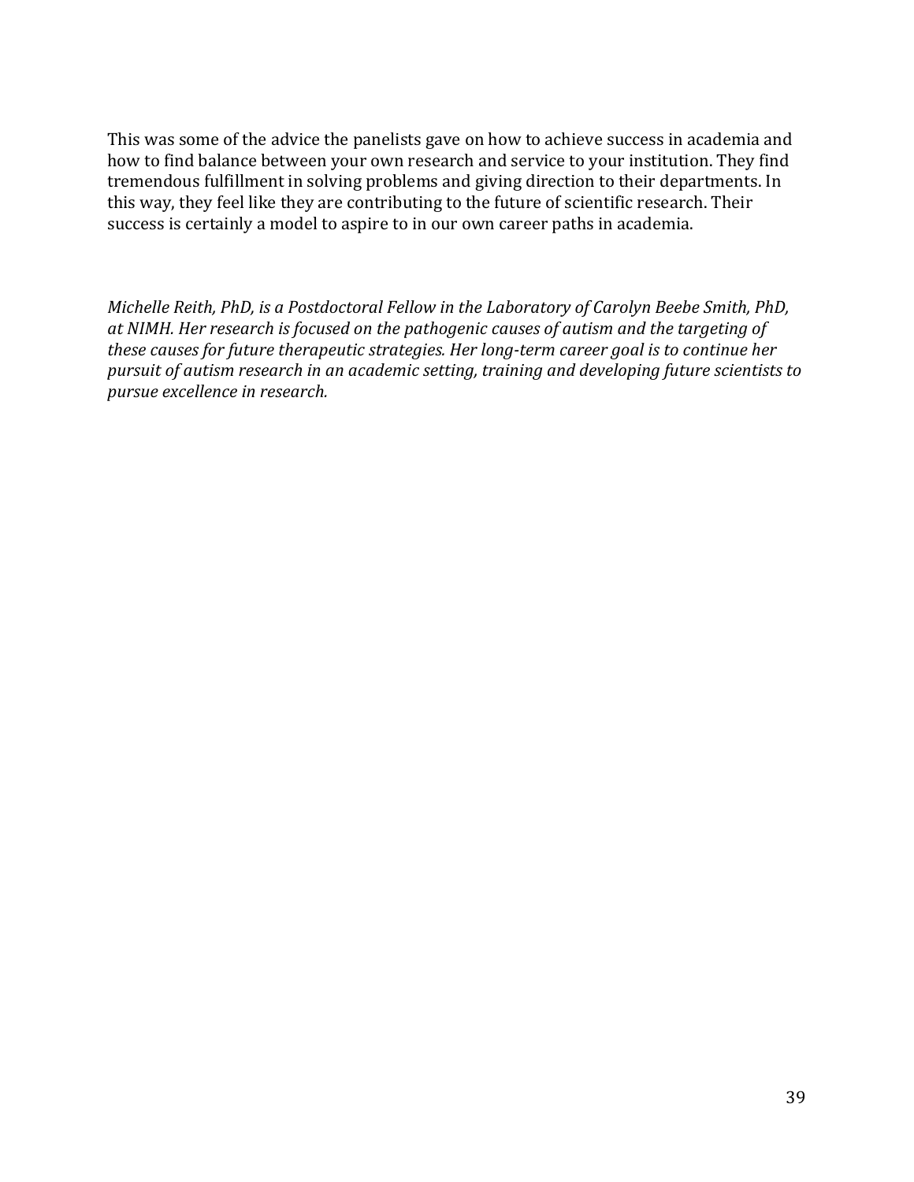This was some of the advice the panelists gave on how to achieve success in academia and how to find balance between your own research and service to your institution. They find tremendous fulfillment in solving problems and giving direction to their departments. In this way, they feel like they are contributing to the future of scientific research. Their success is certainly a model to aspire to in our own career paths in academia.

*Michelle Reith, PhD, is a Postdoctoral Fellow in the Laboratory of Carolyn Beebe Smith, PhD, at NIMH. Her research is focused on the pathogenic causes of autism and the targeting of these causes for future therapeutic strategies. Her long-term career goal is to continue her pursuit of autism research in an academic setting, training and developing future scientists to pursue excellence in research.*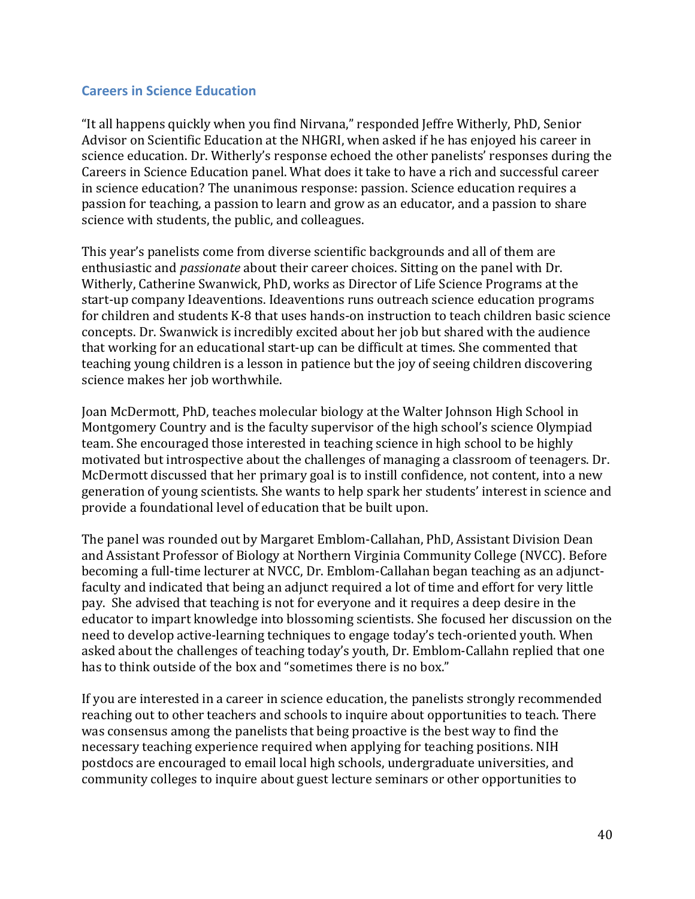## Careers in Science Education

"It all happens quickly when you find Nirvana," responded Jeffre Witherly, PhD, Senior Advisor on Scientific Education at the NHGRI, when asked if he has enjoyed his career in science education. Dr. Witherly's response echoed the other panelists' responses during the Careers in Science Education panel. What does it take to have a rich and successful career in science education? The unanimous response: passion. Science education requires a passion for teaching, a passion to learn and grow as an educator, and a passion to share science with students, the public, and colleagues.

This year's panelists come from diverse scientific backgrounds and all of them are enthusiastic and *passionate* about their career choices. Sitting on the panel with Dr. Witherly, Catherine Swanwick, PhD, works as Director of Life Science Programs at the start-up company Ideaventions. Ideaventions runs outreach science education programs for children and students K-8 that uses hands-on instruction to teach children basic science concepts. Dr. Swanwick is incredibly excited about her job but shared with the audience that working for an educational start-up can be difficult at times. She commented that teaching young children is a lesson in patience but the joy of seeing children discovering science makes her job worthwhile.

Joan McDermott, PhD, teaches molecular biology at the Walter Johnson High School in Montgomery Country and is the faculty supervisor of the high school's science Olympiad team. She encouraged those interested in teaching science in high school to be highly motivated but introspective about the challenges of managing a classroom of teenagers. Dr. McDermott discussed that her primary goal is to instill confidence, not content, into a new generation of young scientists. She wants to help spark her students' interest in science and provide a foundational level of education that be built upon.

The panel was rounded out by Margaret Emblom-Callahan, PhD, Assistant Division Dean and Assistant Professor of Biology at Northern Virginia Community College (NVCC). Before becoming a full-time lecturer at NVCC, Dr. Emblom-Callahan began teaching as an adjunct-faculty and indicated that being an adjunct required a lot of time and effort for very little pay. She advised that teaching is not for everyone and it requires a deep desire in the educator to impart knowledge into blossoming scientists. She focused her discussion on the need to develop active-learning techniques to engage today's tech-oriented youth. When asked about the challenges of teaching today's youth, Dr. Emblom-Callahn replied that one has to think outside of the box and "sometimes there is no box."

If you are interested in a career in science education, the panelists strongly recommended reaching out to other teachers and schools to inquire about opportunities to teach. There was consensus among the panelists that being proactive is the best way to find the necessary teaching experience required when applying for teaching positions. NIH postdocs are encouraged to email local high schools, undergraduate universities, and community colleges to inquire about guest lecture seminars or other opportunities to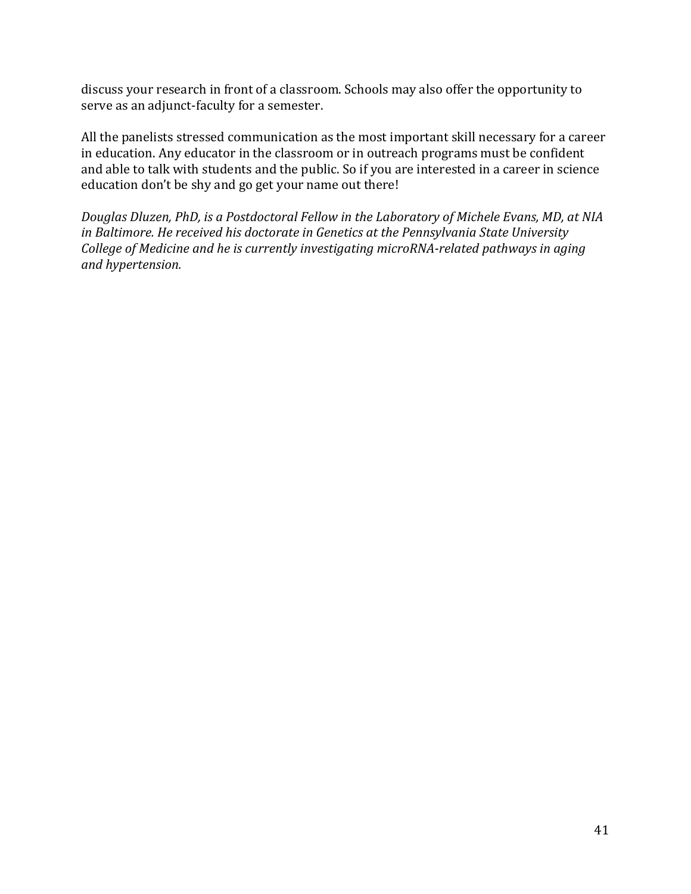discuss your research in front of a classroom. Schools may also offer the opportunity to serve as an adjunct-faculty for a semester.

All the panelists stressed communication as the most important skill necessary for a career in education. Any educator in the classroom or in outreach programs must be confident and able to talk with students and the public. So if you are interested in a career in science education don't be shy and go get your name out there!

*Douglas Dluzen, PhD, is a Postdoctoral Fellow in the Laboratory of Michele Evans, MD, at NIA in Baltimore. He received his doctorate in Genetics at the Pennsylvania State University College of Medicine and he is currently investigating microRNA-related pathways in aging and hypertension.*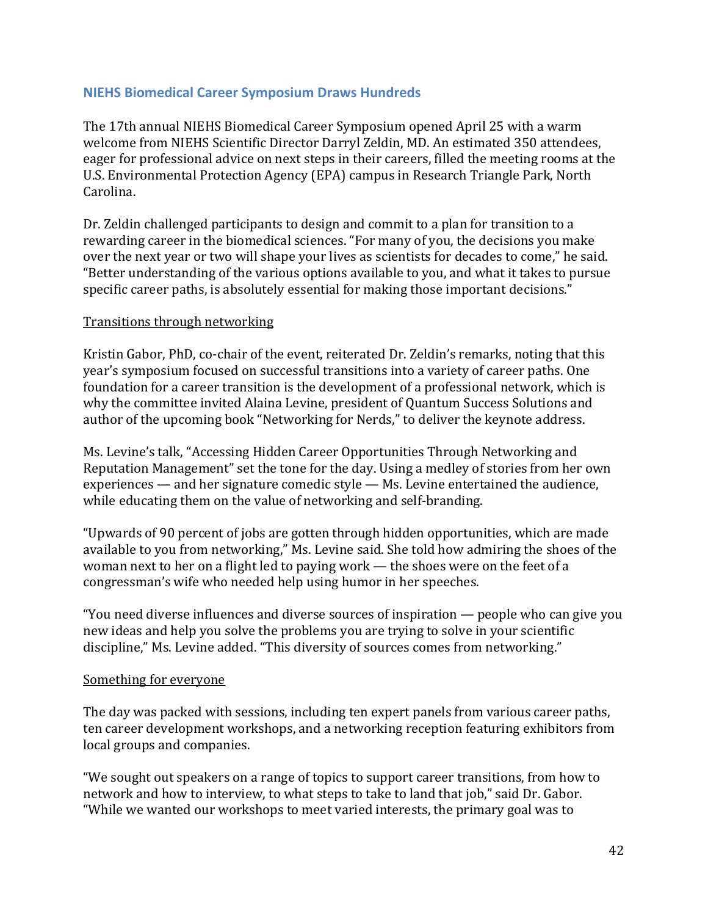## NIEHS Biomedical Career Symposium Draws Hundreds

The 17th annual NIEHS Biomedical Career Symposium opened April 25 with a warm welcome from NIEHS Scientific Director Darryl Zeldin, MD. An estimated 350 attendees, eager for professional advice on next steps in their careers, filled the meeting rooms at the U.S. Environmental Protection Agency (EPA) campus in Research Triangle Park, North Carolina.

Dr. Zeldin challenged participants to design and commit to a plan for transition to a rewarding career in the biomedical sciences. "For many of you, the decisions you make over the next year or two will shape your lives as scientists for decades to come," he said. "Better understanding of the various options available to you, and what it takes to pursue specific career paths, is absolutely essential for making those important decisions."

### Transitions through networking

Kristin Gabor, PhD, co-chair of the event, reiterated Dr. Zeldin's remarks, noting that this year's symposium focused on successful transitions into a variety of career paths. One foundation for a career transition is the development of a professional network, which is why the committee invited Alaina Levine, president of Quantum Success Solutions and author of the upcoming book "Networking for Nerds," to deliver the keynote address.

Ms. Levine's talk, "Accessing Hidden Career Opportunities Through Networking and Reputation Management" set the tone for the day. Using a medley of stories from her own experiences — and her signature comedic style — Ms. Levine entertained the audience, while educating them on the value of networking and self-branding.

"Upwards of 90 percent of jobs are gotten through hidden opportunities, which are made available to you from networking," Ms. Levine said. She told how admiring the shoes of the woman next to her on a flight led to paying work — the shoes were on the feet of a congressman's wife who needed help using humor in her speeches.

"You need diverse influences and diverse sources of inspiration — people who can give you new ideas and help you solve the problems you are trying to solve in your scientific discipline," Ms. Levine added. "This diversity of sources comes from networking."

### Something for everyone

The day was packed with sessions, including ten expert panels from various career paths, ten career development workshops, and a networking reception featuring exhibitors from local groups and companies.

"We sought out speakers on a range of topics to support career transitions, from how to network and how to interview, to what steps to take to land that job," said Dr. Gabor. "While we wanted our workshops to meet varied interests, the primary goal was to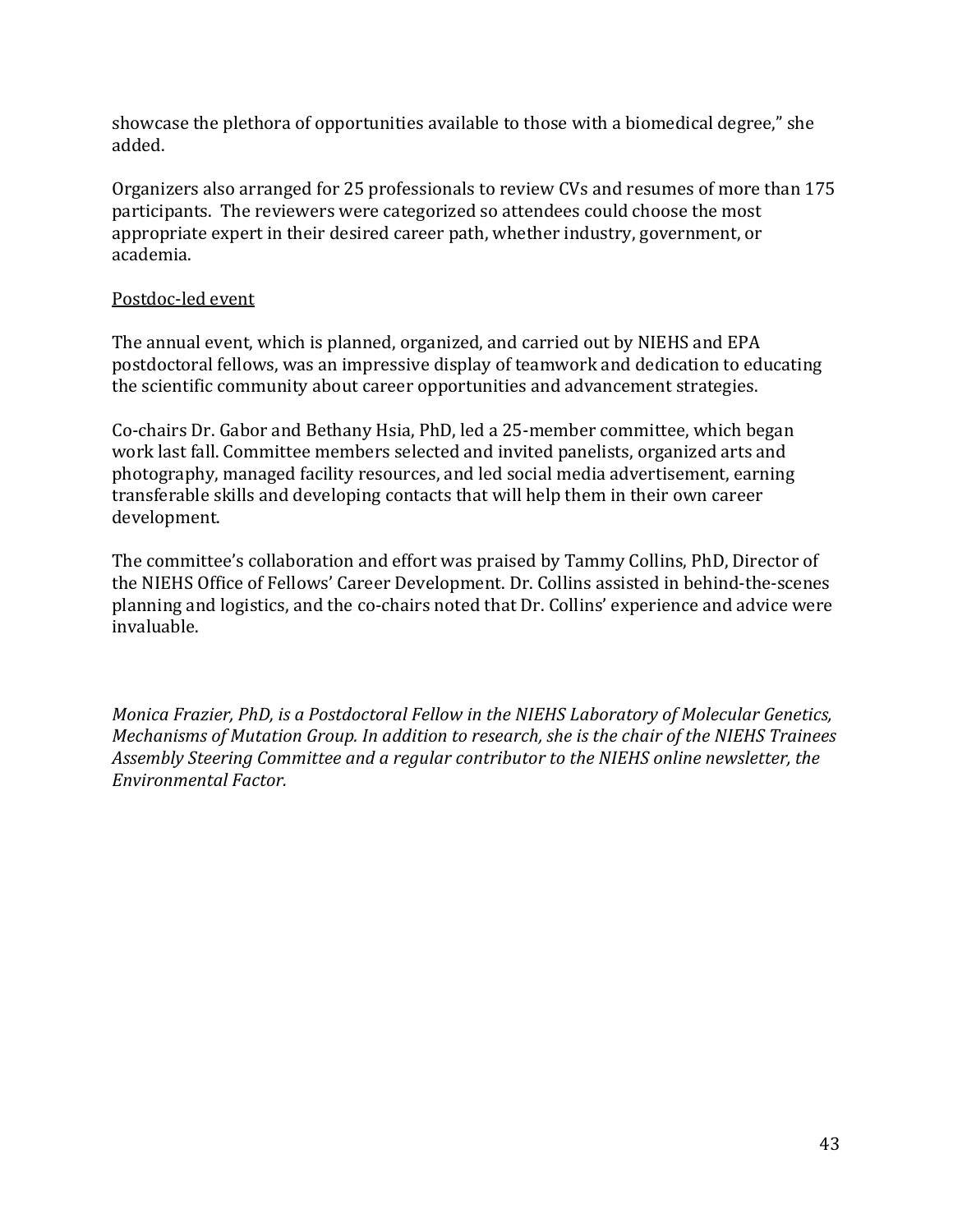showcase the plethora of opportunities available to those with a biomedical degree," she added.

Organizers also arranged for 25 professionals to review CVs and resumes of more than 175 participants. The reviewers were categorized so attendees could choose the most appropriate expert in their desired career path, whether industry, government, or academia.

<u>Postdoc-led event</u>

The annual event, which is planned, organized, and carried out by NIEHS and EPA postdoctoral fellows, was an impressive display of teamwork and dedication to educating the scientific community about career opportunities and advancement strategies.

Co-chairs Dr. Gabor and Bethany Hsia, PhD, led a 25-member committee, which began work last fall. Committee members selected and invited panelists, organized arts and photography, managed facility resources, and led social media advertisement, earning transferable skills and developing contacts that will help them in their own career development.

The committee's collaboration and effort was praised by Tammy Collins, PhD, Director of the NIEHS Office of Fellows' Career Development. Dr. Collins assisted in behind-the-scenes planning and logistics, and the co-chairs noted that Dr. Collins' experience and advice were invaluable.

*Monica Frazier, PhD, is a Postdoctoral Fellow in the NIEHS Laboratory of Molecular Genetics, Mechanisms of Mutation Group. In addition to research, she is the chair of the NIEHS Trainees Assembly Steering Committee and a regular contributor to the NIEHS online newsletter, the Environmental Factor.*